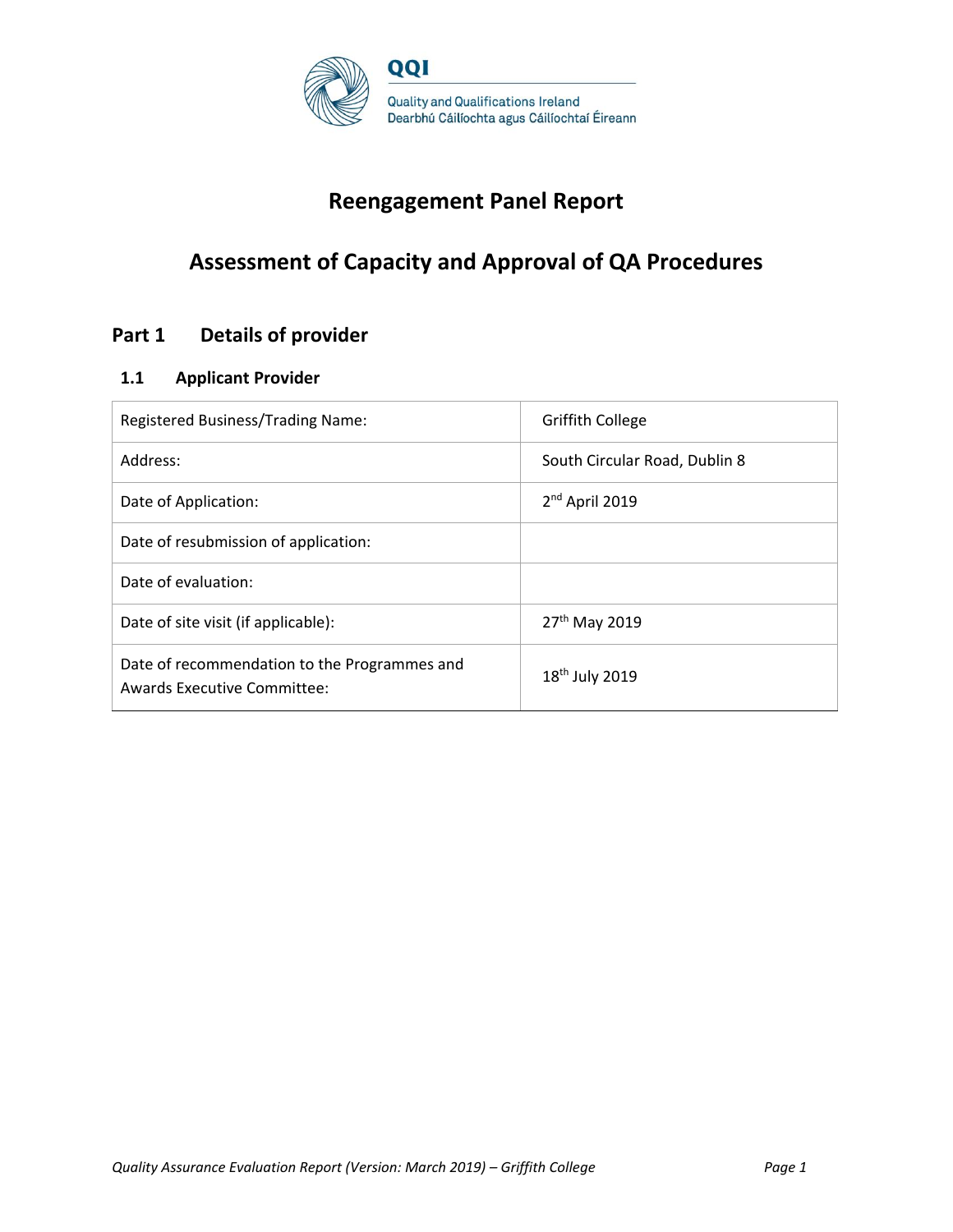QQI

Quality and Qualifications Ireland
Dearbhú Cáilíochta agus Cáilíochtaí Éireann

# Reengagement Panel Report

# Assessment of Capacity and Approval of QA Procedures

## Part 1 Details of provider

### 1.1 Applicant Provider

| | |
|---|---|
| Registered Business/Trading Name: | Griffith College |
| Address: | South Circular Road, Dublin 8 |
| Date of Application: | 2nd April 2019 |
| Date of resubmission of application: | |
| Date of evaluation: | |
| Date of site visit (if applicable): | 27th May 2019 |
| Date of recommendation to the Programmes and Awards Executive Committee: | 18th July 2019 |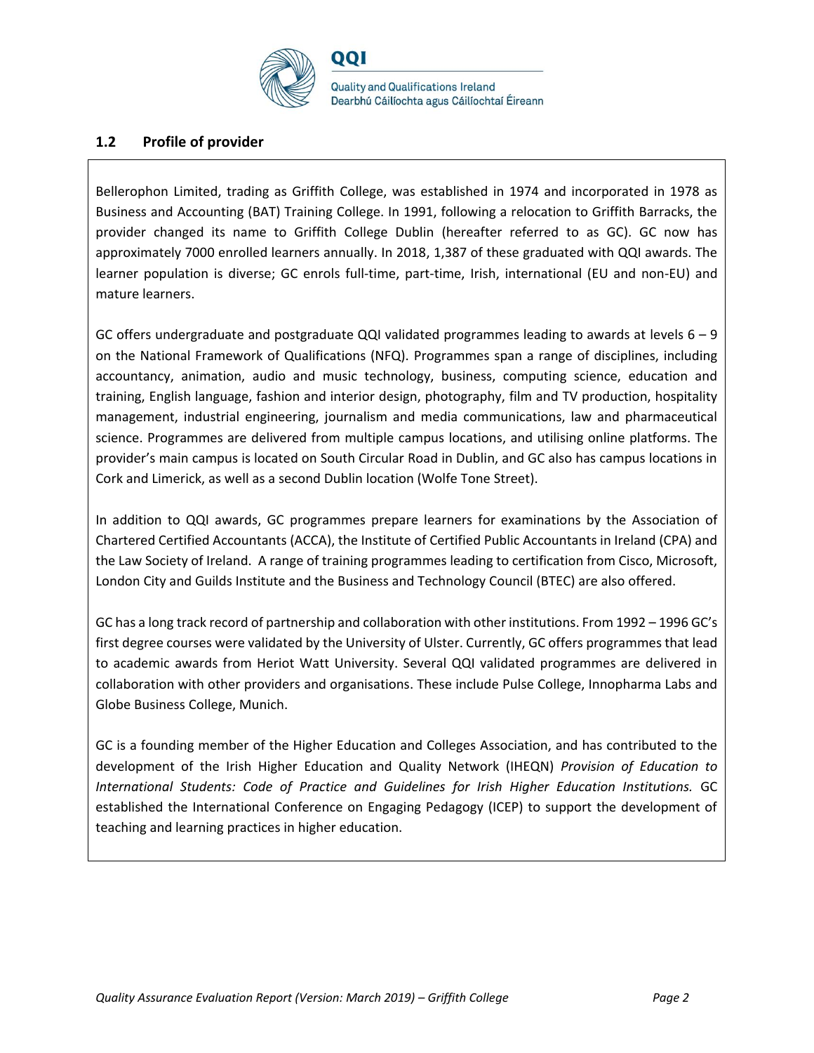## 1.2 Profile of provider

Bellerophon Limited, trading as Griffith College, was established in 1974 and incorporated in 1978 as Business and Accounting (BAT) Training College. In 1991, following a relocation to Griffith Barracks, the provider changed its name to Griffith College Dublin (hereafter referred to as GC). GC now has approximately 7000 enrolled learners annually. In 2018, 1,387 of these graduated with QQI awards. The learner population is diverse; GC enrols full-time, part-time, Irish, international (EU and non-EU) and mature learners.

GC offers undergraduate and postgraduate QQI validated programmes leading to awards at levels 6 – 9 on the National Framework of Qualifications (NFQ). Programmes span a range of disciplines, including accountancy, animation, audio and music technology, business, computing science, education and training, English language, fashion and interior design, photography, film and TV production, hospitality management, industrial engineering, journalism and media communications, law and pharmaceutical science. Programmes are delivered from multiple campus locations, and utilising online platforms. The provider's main campus is located on South Circular Road in Dublin, and GC also has campus locations in Cork and Limerick, as well as a second Dublin location (Wolfe Tone Street).

In addition to QQI awards, GC programmes prepare learners for examinations by the Association of Chartered Certified Accountants (ACCA), the Institute of Certified Public Accountants in Ireland (CPA) and the Law Society of Ireland. A range of training programmes leading to certification from Cisco, Microsoft, London City and Guilds Institute and the Business and Technology Council (BTEC) are also offered.

GC has a long track record of partnership and collaboration with other institutions. From 1992 – 1996 GC's first degree courses were validated by the University of Ulster. Currently, GC offers programmes that lead to academic awards from Heriot Watt University. Several QQI validated programmes are delivered in collaboration with other providers and organisations. These include Pulse College, Innopharma Labs and Globe Business College, Munich.

GC is a founding member of the Higher Education and Colleges Association, and has contributed to the development of the Irish Higher Education and Quality Network (IHEQN) *Provision of Education to International Students: Code of Practice and Guidelines for Irish Higher Education Institutions.* GC established the International Conference on Engaging Pedagogy (ICEP) to support the development of teaching and learning practices in higher education.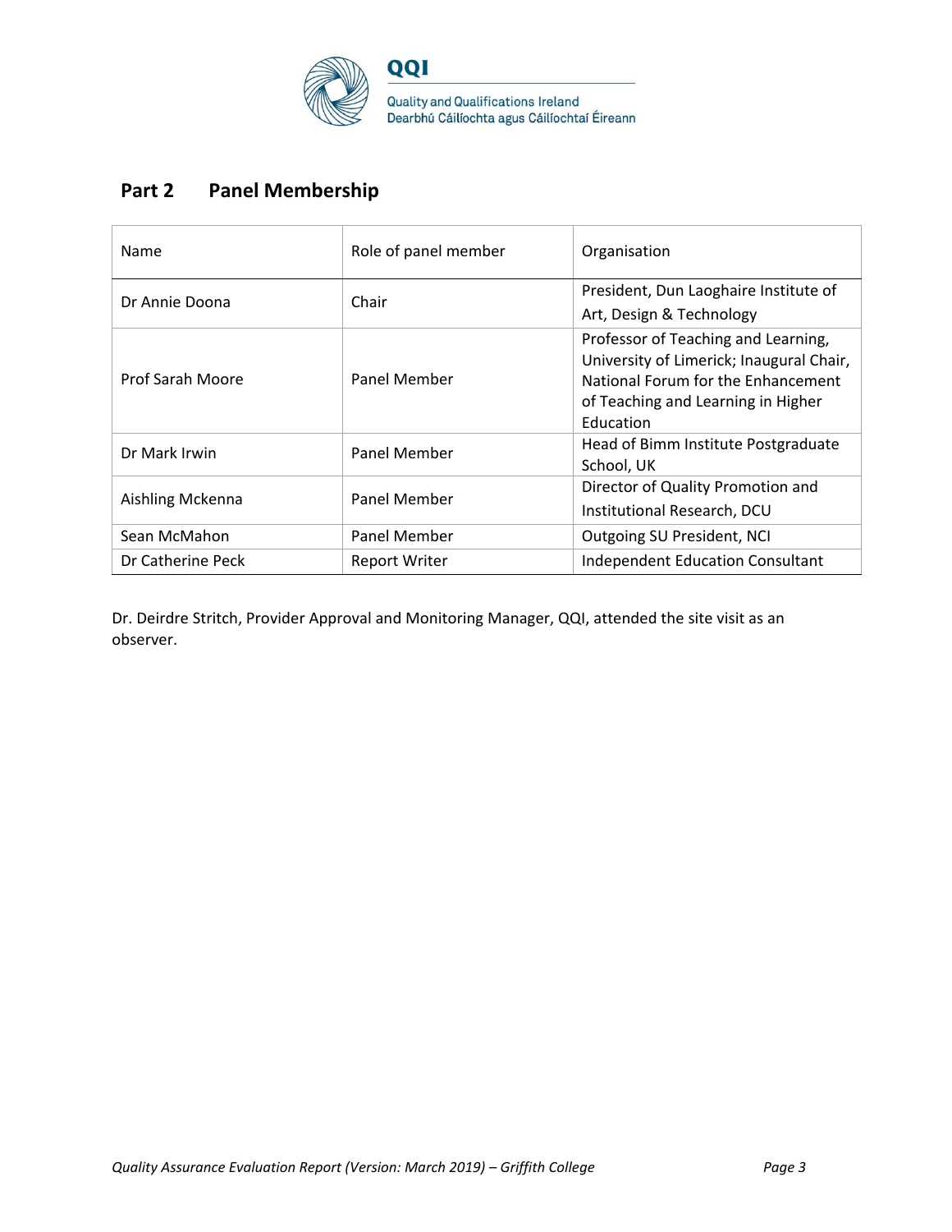## Part 2 Panel Membership

| Name | Role of panel member | Organisation |
|---|---|---|
| Dr Annie Doona | Chair | President, Dun Laoghaire Institute of Art, Design & Technology |
| Prof Sarah Moore | Panel Member | Professor of Teaching and Learning, University of Limerick; Inaugural Chair, National Forum for the Enhancement of Teaching and Learning in Higher Education |
| Dr Mark Irwin | Panel Member | Head of Bimm Institute Postgraduate School, UK |
| Aishling Mckenna | Panel Member | Director of Quality Promotion and Institutional Research, DCU |
| Sean McMahon | Panel Member | Outgoing SU President, NCI |
| Dr Catherine Peck | Report Writer | Independent Education Consultant |

Dr. Deirdre Stritch, Provider Approval and Monitoring Manager, QQI, attended the site visit as an observer.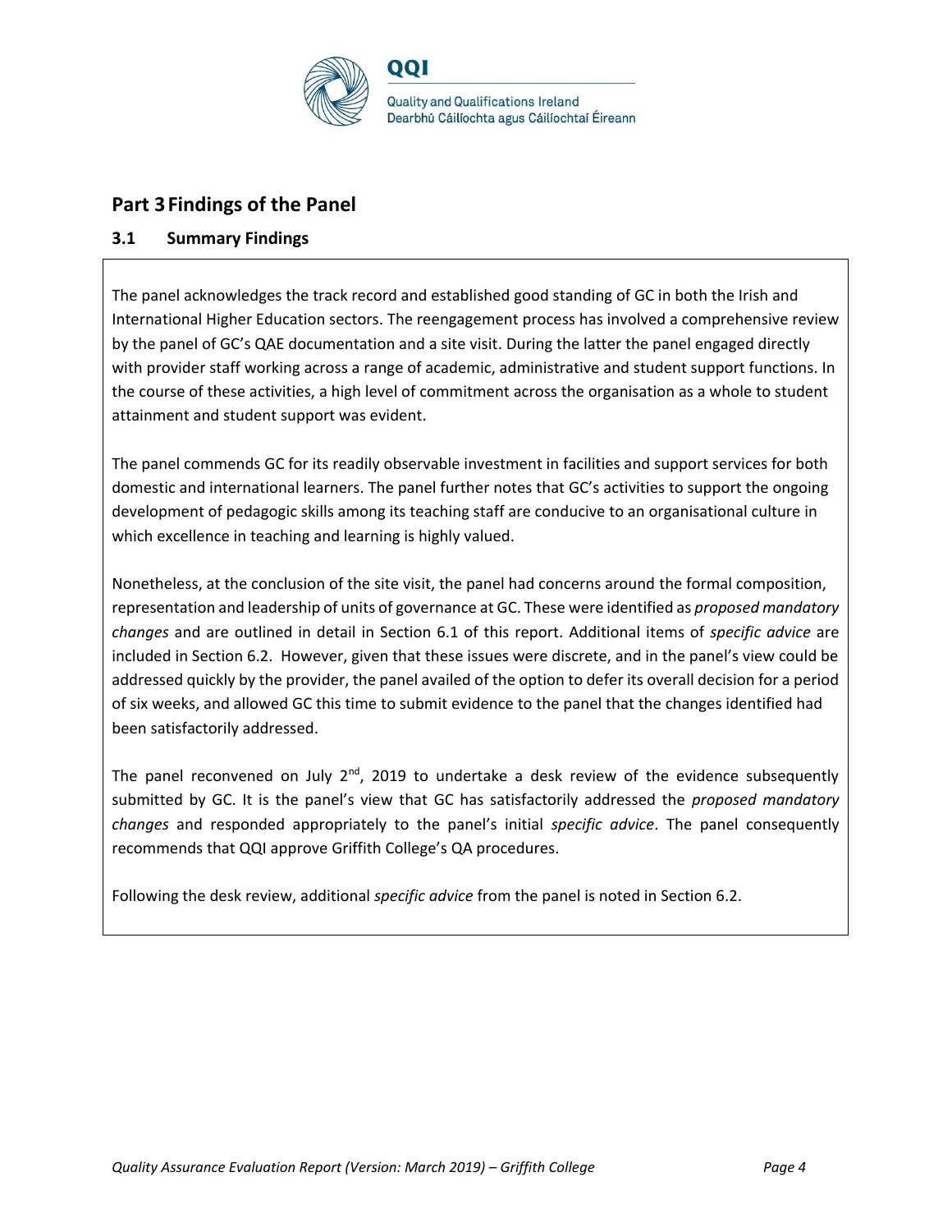## Part 3 Findings of the Panel

### 3.1 Summary Findings

The panel acknowledges the track record and established good standing of GC in both the Irish and International Higher Education sectors. The reengagement process has involved a comprehensive review by the panel of GC's QAE documentation and a site visit. During the latter the panel engaged directly with provider staff working across a range of academic, administrative and student support functions. In the course of these activities, a high level of commitment across the organisation as a whole to student attainment and student support was evident.

The panel commends GC for its readily observable investment in facilities and support services for both domestic and international learners. The panel further notes that GC's activities to support the ongoing development of pedagogic skills among its teaching staff are conducive to an organisational culture in which excellence in teaching and learning is highly valued.

Nonetheless, at the conclusion of the site visit, the panel had concerns around the formal composition, representation and leadership of units of governance at GC. These were identified as *proposed mandatory changes* and are outlined in detail in Section 6.1 of this report. Additional items of *specific advice* are included in Section 6.2. However, given that these issues were discrete, and in the panel's view could be addressed quickly by the provider, the panel availed of the option to defer its overall decision for a period of six weeks, and allowed GC this time to submit evidence to the panel that the changes identified had been satisfactorily addressed.

The panel reconvened on July 2nd, 2019 to undertake a desk review of the evidence subsequently submitted by GC. It is the panel's view that GC has satisfactorily addressed the *proposed mandatory changes* and responded appropriately to the panel's initial *specific advice*. The panel consequently recommends that QQI approve Griffith College's QA procedures.

Following the desk review, additional *specific advice* from the panel is noted in Section 6.2.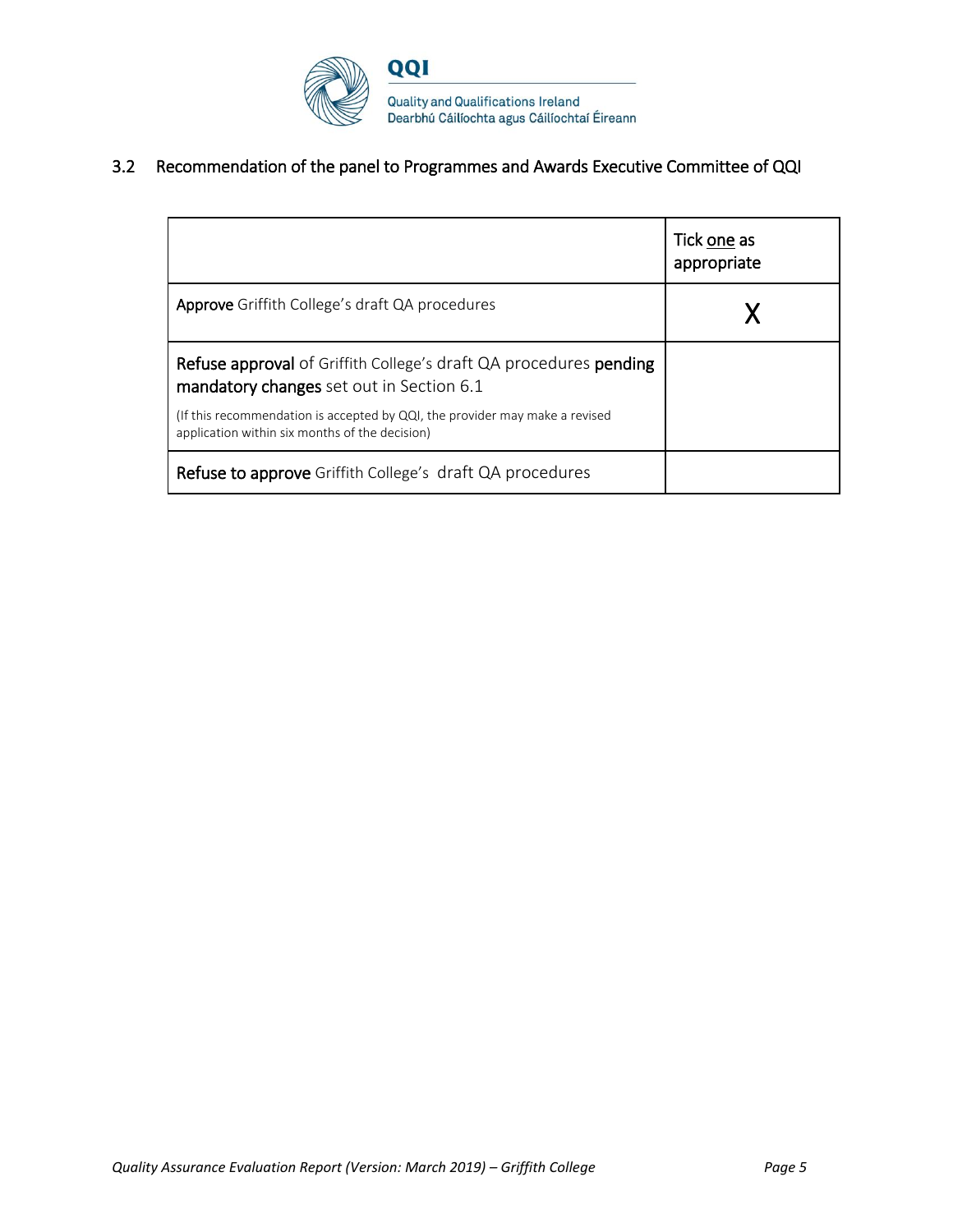## 3.2 Recommendation of the panel to Programmes and Awards Executive Committee of QQI

| | Tick one as appropriate |
|---|---|
| **Approve** Griffith College's draft QA procedures | X |
| **Refuse approval** of Griffith College's draft QA procedures **pending mandatory changes** set out in Section 6.1<br>(If this recommendation is accepted by QQI, the provider may make a revised application within six months of the decision) | |
| **Refuse to approve** Griffith College's draft QA procedures | |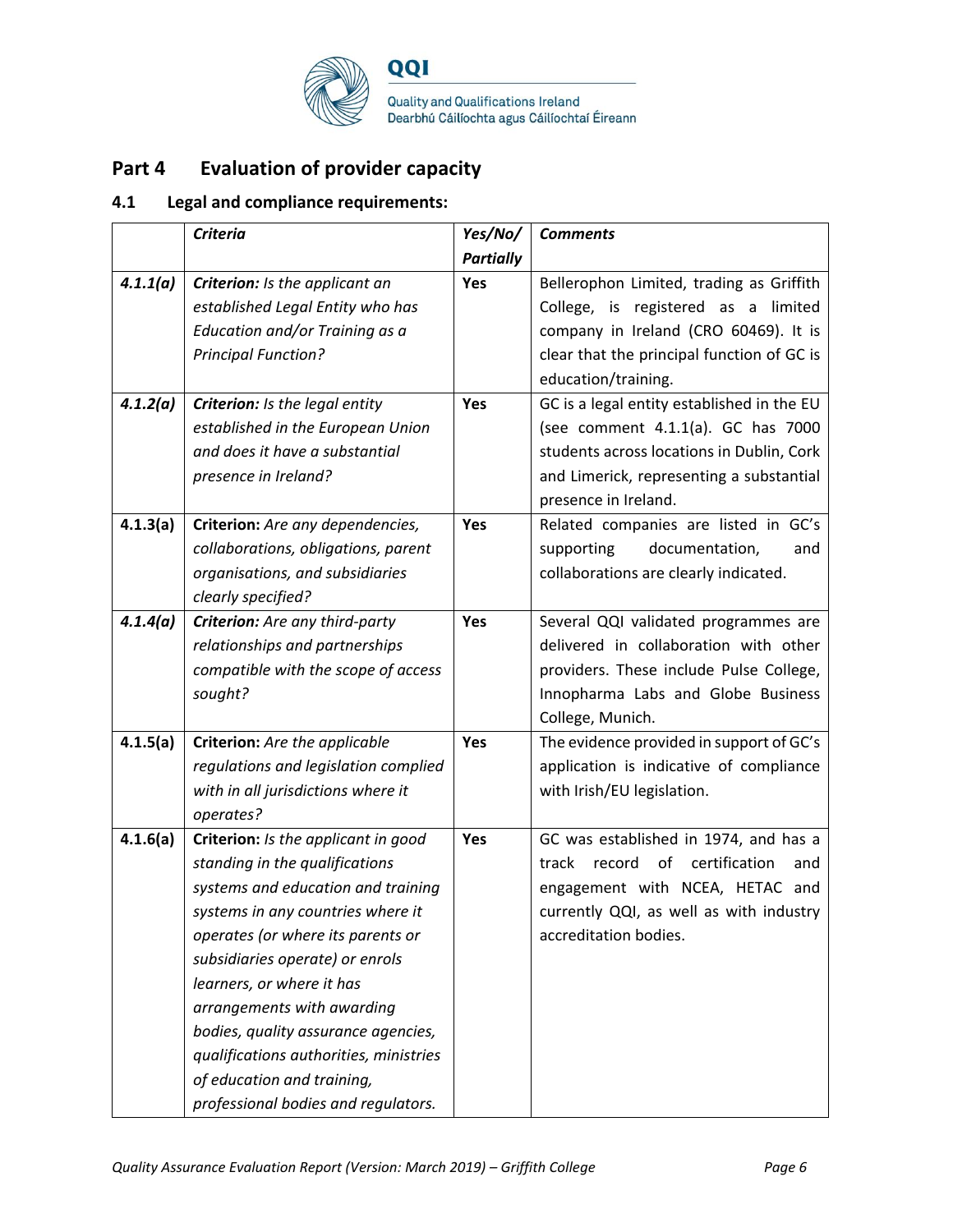## Part 4 Evaluation of provider capacity

### 4.1 Legal and compliance requirements:

| | *Criteria* | *Yes/No/ Partially* | *Comments* |
|---|---|---|---|
| ***4.1.1(a)*** | ***Criterion:*** *Is the applicant an established Legal Entity who has Education and/or Training as a Principal Function?* | **Yes** | Bellerophon Limited, trading as Griffith College, is registered as a limited company in Ireland (CRO 60469). It is clear that the principal function of GC is education/training. |
| ***4.1.2(a)*** | ***Criterion:*** *Is the legal entity established in the European Union and does it have a substantial presence in Ireland?* | **Yes** | GC is a legal entity established in the EU (see comment 4.1.1(a). GC has 7000 students across locations in Dublin, Cork and Limerick, representing a substantial presence in Ireland. |
| **4.1.3(a)** | **Criterion:** *Are any dependencies, collaborations, obligations, parent organisations, and subsidiaries clearly specified?* | **Yes** | Related companies are listed in GC's supporting documentation, and collaborations are clearly indicated. |
| ***4.1.4(a)*** | ***Criterion:*** *Are any third-party relationships and partnerships compatible with the scope of access sought?* | **Yes** | Several QQI validated programmes are delivered in collaboration with other providers. These include Pulse College, Innopharma Labs and Globe Business College, Munich. |
| **4.1.5(a)** | **Criterion:** *Are the applicable regulations and legislation complied with in all jurisdictions where it operates?* | **Yes** | The evidence provided in support of GC's application is indicative of compliance with Irish/EU legislation. |
| **4.1.6(a)** | **Criterion:** *Is the applicant in good standing in the qualifications systems and education and training systems in any countries where it operates (or where its parents or subsidiaries operate) or enrols learners, or where it has arrangements with awarding bodies, quality assurance agencies, qualifications authorities, ministries of education and training, professional bodies and regulators.* | **Yes** | GC was established in 1974, and has a track record of certification and engagement with NCEA, HETAC and currently QQI, as well as with industry accreditation bodies. |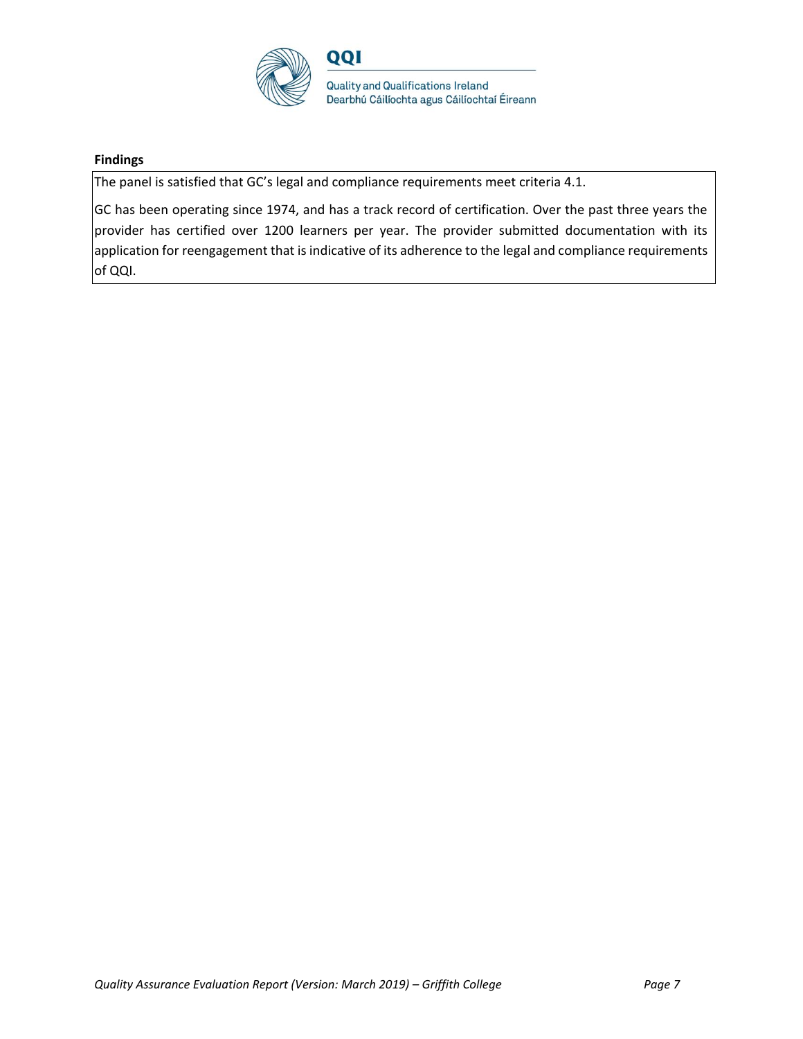**Findings**

The panel is satisfied that GC's legal and compliance requirements meet criteria 4.1.

GC has been operating since 1974, and has a track record of certification. Over the past three years the provider has certified over 1200 learners per year. The provider submitted documentation with its application for reengagement that is indicative of its adherence to the legal and compliance requirements of QQI.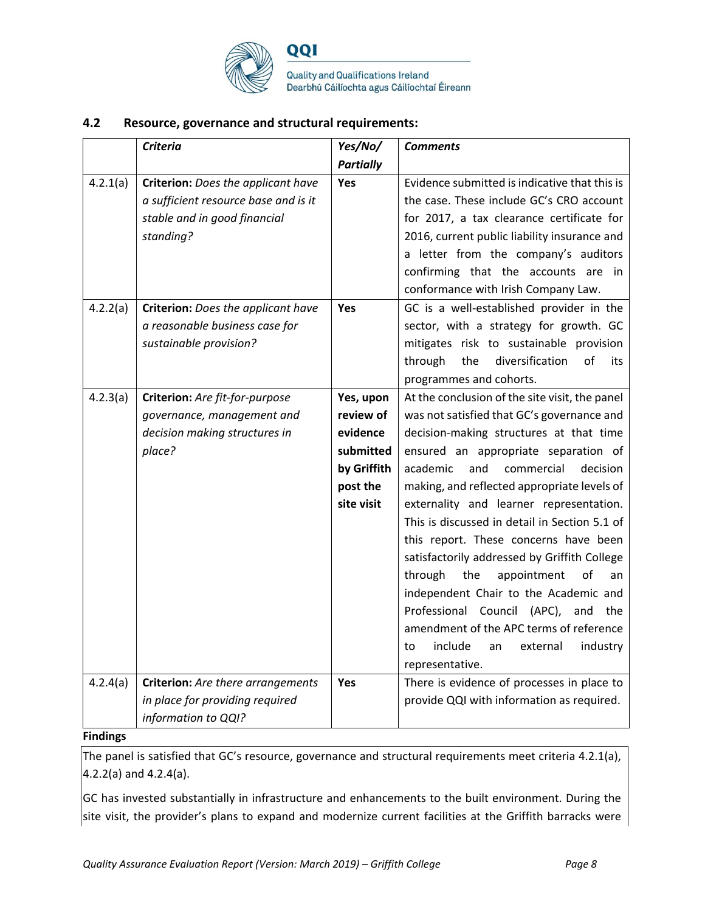### 4.2 Resource, governance and structural requirements:

| | *Criteria* | *Yes/No/ Partially* | *Comments* |
|---|---|---|---|
| 4.2.1(a) | **Criterion:** *Does the applicant have a sufficient resource base and is it stable and in good financial standing?* | **Yes** | Evidence submitted is indicative that this is the case. These include GC's CRO account for 2017, a tax clearance certificate for 2016, current public liability insurance and a letter from the company's auditors confirming that the accounts are in conformance with Irish Company Law. |
| 4.2.2(a) | **Criterion:** *Does the applicant have a reasonable business case for sustainable provision?* | **Yes** | GC is a well-established provider in the sector, with a strategy for growth. GC mitigates risk to sustainable provision through the diversification of its programmes and cohorts. |
| 4.2.3(a) | **Criterion:** *Are fit-for-purpose governance, management and decision making structures in place?* | **Yes, upon review of evidence submitted by Griffith post the site visit** | At the conclusion of the site visit, the panel was not satisfied that GC's governance and decision-making structures at that time ensured an appropriate separation of academic and commercial decision making, and reflected appropriate levels of externality and learner representation. This is discussed in detail in Section 5.1 of this report. These concerns have been satisfactorily addressed by Griffith College through the appointment of an independent Chair to the Academic and Professional Council (APC), and the amendment of the APC terms of reference to include an external industry representative. |
| 4.2.4(a) | **Criterion:** *Are there arrangements in place for providing required information to QQI?* | **Yes** | There is evidence of processes in place to provide QQI with information as required. |

**Findings**

The panel is satisfied that GC's resource, governance and structural requirements meet criteria 4.2.1(a), 4.2.2(a) and 4.2.4(a).

GC has invested substantially in infrastructure and enhancements to the built environment. During the site visit, the provider's plans to expand and modernize current facilities at the Griffith barracks were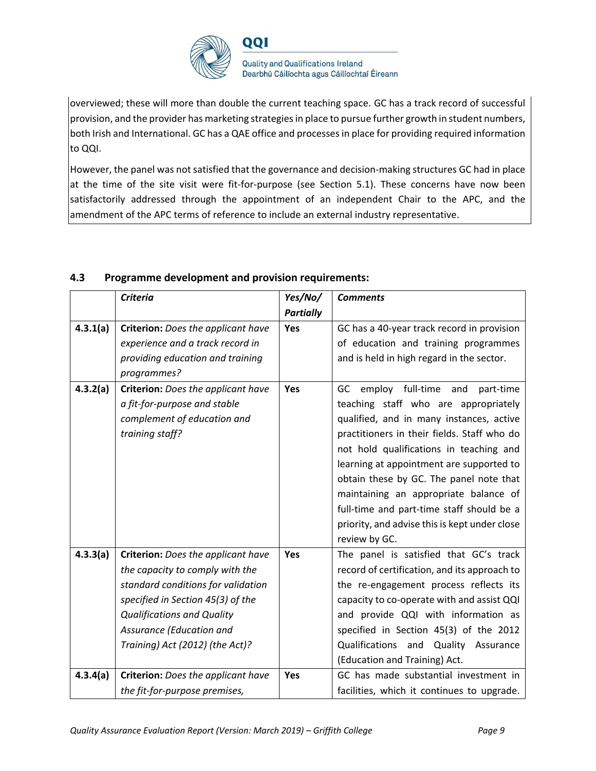overviewed; these will more than double the current teaching space. GC has a track record of successful provision, and the provider has marketing strategies in place to pursue further growth in student numbers, both Irish and International. GC has a QAE office and processes in place for providing required information to QQI.

However, the panel was not satisfied that the governance and decision-making structures GC had in place at the time of the site visit were fit-for-purpose (see Section 5.1). These concerns have now been satisfactorily addressed through the appointment of an independent Chair to the APC, and the amendment of the APC terms of reference to include an external industry representative.

### 4.3 Programme development and provision requirements:

| | *Criteria* | *Yes/No/ Partially* | *Comments* |
|---|---|---|---|
| **4.3.1(a)** | **Criterion:** *Does the applicant have experience and a track record in providing education and training programmes?* | **Yes** | GC has a 40-year track record in provision of education and training programmes and is held in high regard in the sector. |
| **4.3.2(a)** | **Criterion:** *Does the applicant have a fit-for-purpose and stable complement of education and training staff?* | **Yes** | GC employ full-time and part-time teaching staff who are appropriately qualified, and in many instances, active practitioners in their fields. Staff who do not hold qualifications in teaching and learning at appointment are supported to obtain these by GC. The panel note that maintaining an appropriate balance of full-time and part-time staff should be a priority, and advise this is kept under close review by GC. |
| **4.3.3(a)** | **Criterion:** *Does the applicant have the capacity to comply with the standard conditions for validation specified in Section 45(3) of the Qualifications and Quality Assurance (Education and Training) Act (2012) (the Act)?* | **Yes** | The panel is satisfied that GC's track record of certification, and its approach to the re-engagement process reflects its capacity to co-operate with and assist QQI and provide QQI with information as specified in Section 45(3) of the 2012 Qualifications and Quality Assurance (Education and Training) Act. |
| **4.3.4(a)** | **Criterion:** *Does the applicant have the fit-for-purpose premises,* | **Yes** | GC has made substantial investment in facilities, which it continues to upgrade. |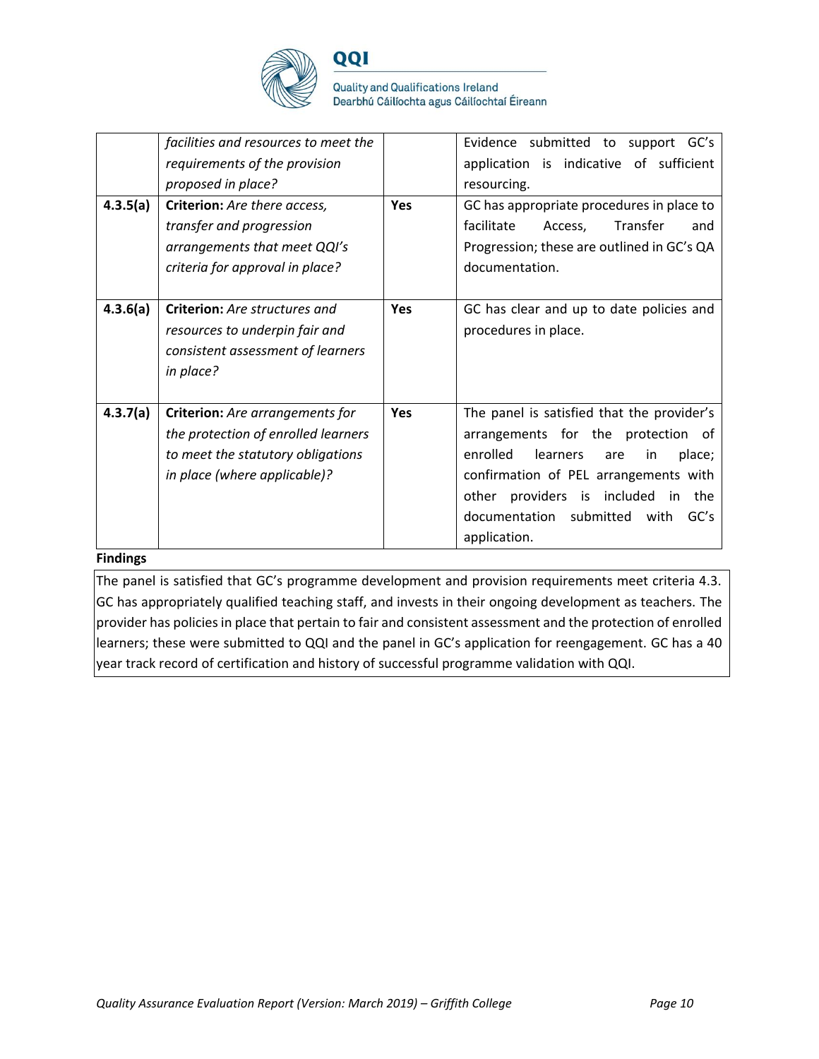| | | | |
|---|---|---|---|
| | *facilities and resources to meet the requirements of the provision proposed in place?* | | Evidence submitted to support GC's application is indicative of sufficient resourcing. |
| **4.3.5(a)** | **Criterion:** *Are there access, transfer and progression arrangements that meet QQI's criteria for approval in place?* | **Yes** | GC has appropriate procedures in place to facilitate Access, Transfer and Progression; these are outlined in GC's QA documentation. |
| **4.3.6(a)** | **Criterion:** *Are structures and resources to underpin fair and consistent assessment of learners in place?* | **Yes** | GC has clear and up to date policies and procedures in place. |
| **4.3.7(a)** | **Criterion:** *Are arrangements for the protection of enrolled learners to meet the statutory obligations in place (where applicable)?* | **Yes** | The panel is satisfied that the provider's arrangements for the protection of enrolled learners are in place; confirmation of PEL arrangements with other providers is included in the documentation submitted with GC's application. |

**Findings**

The panel is satisfied that GC's programme development and provision requirements meet criteria 4.3. GC has appropriately qualified teaching staff, and invests in their ongoing development as teachers. The provider has policies in place that pertain to fair and consistent assessment and the protection of enrolled learners; these were submitted to QQI and the panel in GC's application for reengagement. GC has a 40 year track record of certification and history of successful programme validation with QQI.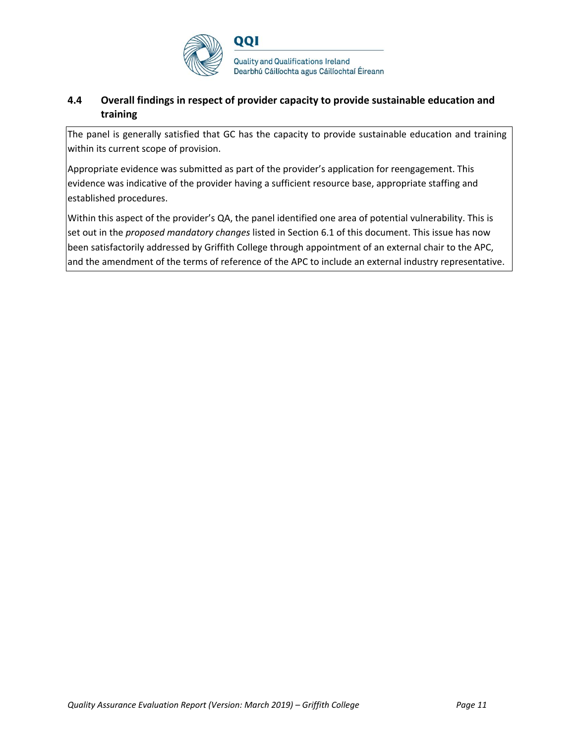### 4.4 Overall findings in respect of provider capacity to provide sustainable education and training

The panel is generally satisfied that GC has the capacity to provide sustainable education and training within its current scope of provision.

Appropriate evidence was submitted as part of the provider's application for reengagement. This evidence was indicative of the provider having a sufficient resource base, appropriate staffing and established procedures.

Within this aspect of the provider's QA, the panel identified one area of potential vulnerability. This is set out in the *proposed mandatory changes* listed in Section 6.1 of this document. This issue has now been satisfactorily addressed by Griffith College through appointment of an external chair to the APC, and the amendment of the terms of reference of the APC to include an external industry representative.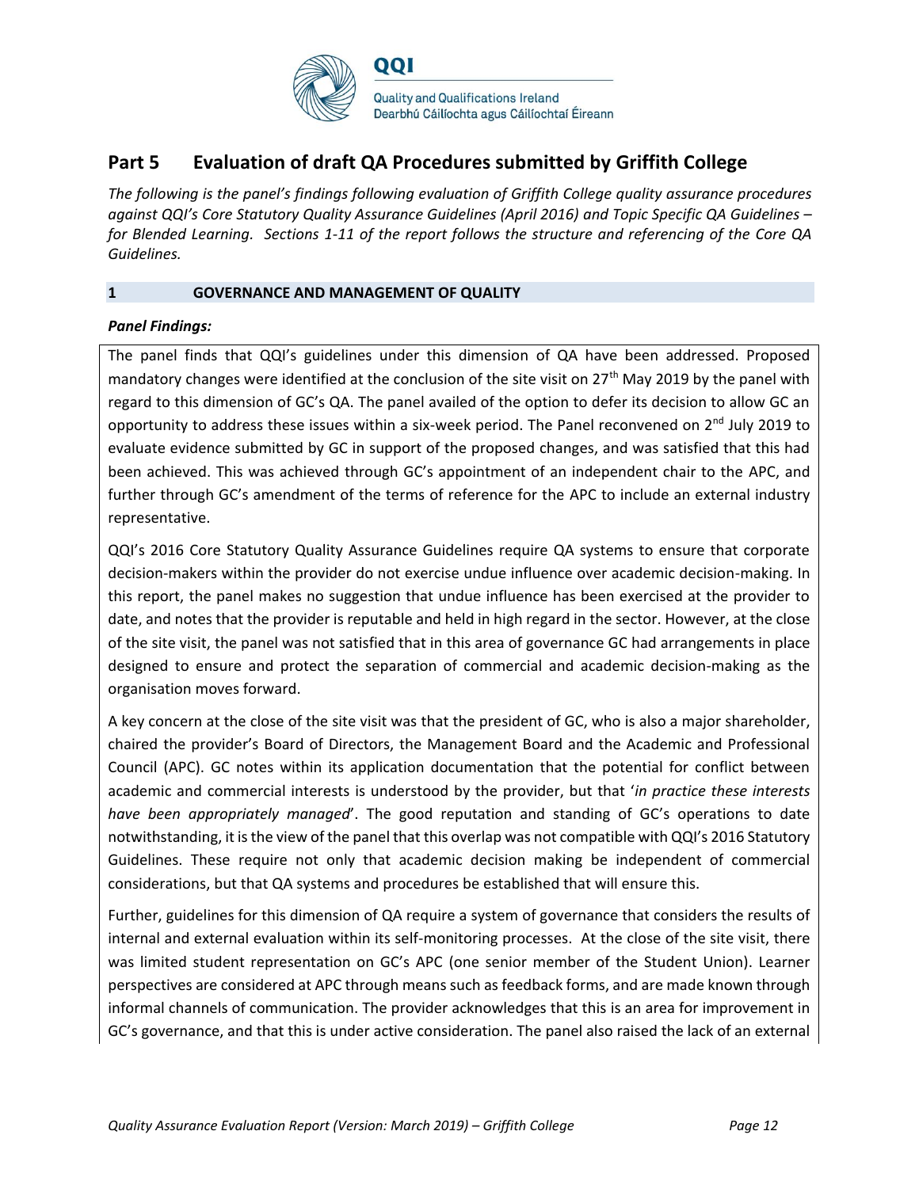# Part 5 Evaluation of draft QA Procedures submitted by Griffith College

*The following is the panel's findings following evaluation of Griffith College quality assurance procedures against QQI's Core Statutory Quality Assurance Guidelines (April 2016) and Topic Specific QA Guidelines – for Blended Learning. Sections 1-11 of the report follows the structure and referencing of the Core QA Guidelines.*

## 1 GOVERNANCE AND MANAGEMENT OF QUALITY

***Panel Findings:***

The panel finds that QQI's guidelines under this dimension of QA have been addressed. Proposed mandatory changes were identified at the conclusion of the site visit on 27th May 2019 by the panel with regard to this dimension of GC's QA. The panel availed of the option to defer its decision to allow GC an opportunity to address these issues within a six-week period. The Panel reconvened on 2nd July 2019 to evaluate evidence submitted by GC in support of the proposed changes, and was satisfied that this had been achieved. This was achieved through GC's appointment of an independent chair to the APC, and further through GC's amendment of the terms of reference for the APC to include an external industry representative.

QQI's 2016 Core Statutory Quality Assurance Guidelines require QA systems to ensure that corporate decision-makers within the provider do not exercise undue influence over academic decision-making. In this report, the panel makes no suggestion that undue influence has been exercised at the provider to date, and notes that the provider is reputable and held in high regard in the sector. However, at the close of the site visit, the panel was not satisfied that in this area of governance GC had arrangements in place designed to ensure and protect the separation of commercial and academic decision-making as the organisation moves forward.

A key concern at the close of the site visit was that the president of GC, who is also a major shareholder, chaired the provider's Board of Directors, the Management Board and the Academic and Professional Council (APC). GC notes within its application documentation that the potential for conflict between academic and commercial interests is understood by the provider, but that '*in practice these interests have been appropriately managed*'. The good reputation and standing of GC's operations to date notwithstanding, it is the view of the panel that this overlap was not compatible with QQI's 2016 Statutory Guidelines. These require not only that academic decision making be independent of commercial considerations, but that QA systems and procedures be established that will ensure this.

Further, guidelines for this dimension of QA require a system of governance that considers the results of internal and external evaluation within its self-monitoring processes. At the close of the site visit, there was limited student representation on GC's APC (one senior member of the Student Union). Learner perspectives are considered at APC through means such as feedback forms, and are made known through informal channels of communication. The provider acknowledges that this is an area for improvement in GC's governance, and that this is under active consideration. The panel also raised the lack of an external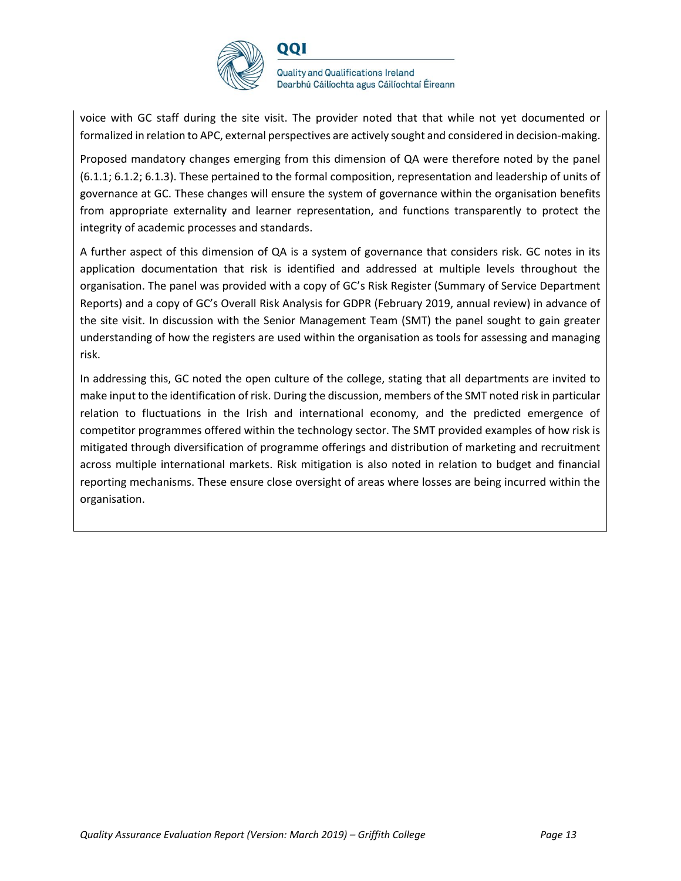voice with GC staff during the site visit. The provider noted that that while not yet documented or formalized in relation to APC, external perspectives are actively sought and considered in decision-making.

Proposed mandatory changes emerging from this dimension of QA were therefore noted by the panel (6.1.1; 6.1.2; 6.1.3). These pertained to the formal composition, representation and leadership of units of governance at GC. These changes will ensure the system of governance within the organisation benefits from appropriate externality and learner representation, and functions transparently to protect the integrity of academic processes and standards.

A further aspect of this dimension of QA is a system of governance that considers risk. GC notes in its application documentation that risk is identified and addressed at multiple levels throughout the organisation. The panel was provided with a copy of GC's Risk Register (Summary of Service Department Reports) and a copy of GC's Overall Risk Analysis for GDPR (February 2019, annual review) in advance of the site visit. In discussion with the Senior Management Team (SMT) the panel sought to gain greater understanding of how the registers are used within the organisation as tools for assessing and managing risk.

In addressing this, GC noted the open culture of the college, stating that all departments are invited to make input to the identification of risk. During the discussion, members of the SMT noted risk in particular relation to fluctuations in the Irish and international economy, and the predicted emergence of competitor programmes offered within the technology sector. The SMT provided examples of how risk is mitigated through diversification of programme offerings and distribution of marketing and recruitment across multiple international markets. Risk mitigation is also noted in relation to budget and financial reporting mechanisms. These ensure close oversight of areas where losses are being incurred within the organisation.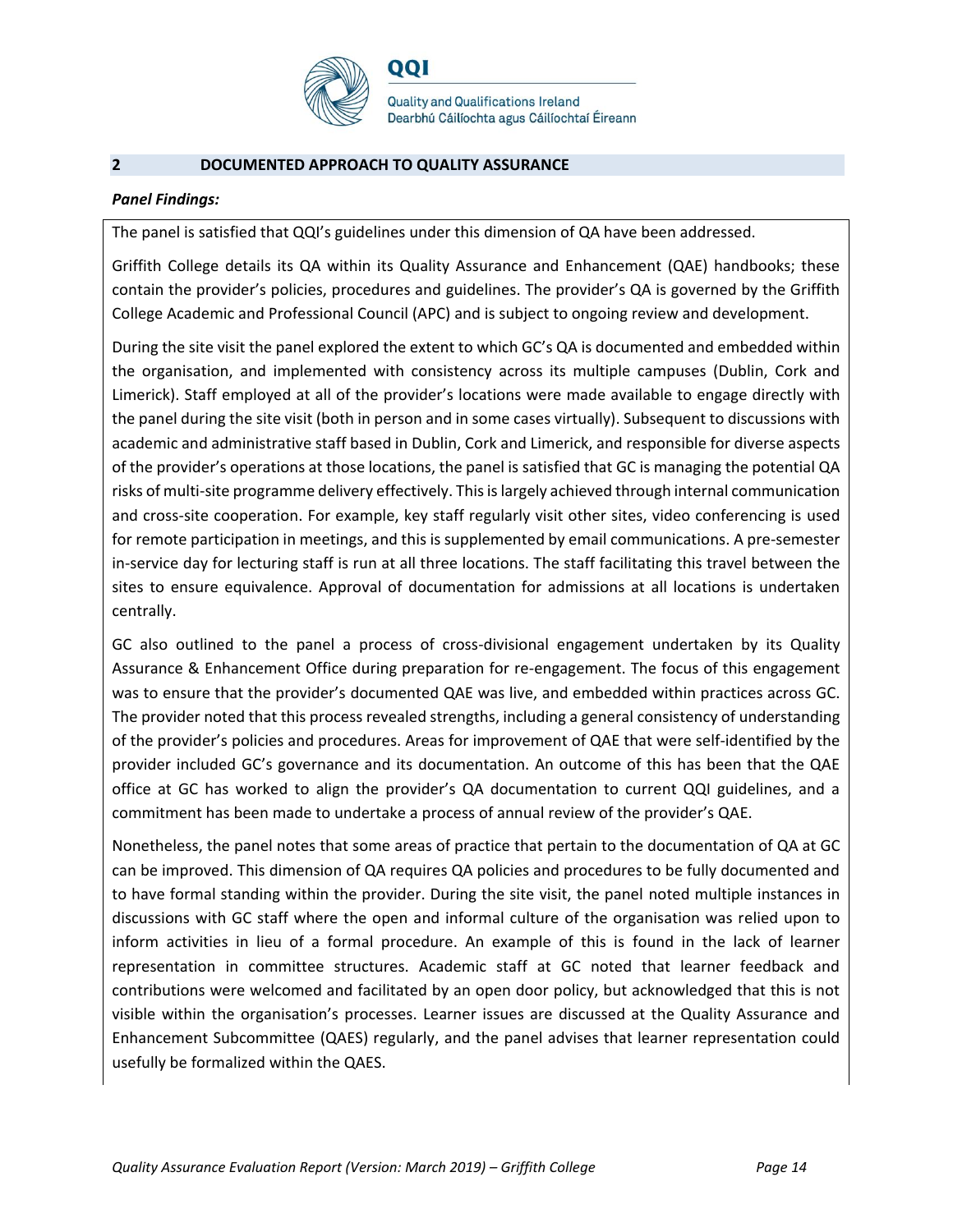## 2 DOCUMENTED APPROACH TO QUALITY ASSURANCE

***Panel Findings:***

The panel is satisfied that QQI's guidelines under this dimension of QA have been addressed.

Griffith College details its QA within its Quality Assurance and Enhancement (QAE) handbooks; these contain the provider's policies, procedures and guidelines. The provider's QA is governed by the Griffith College Academic and Professional Council (APC) and is subject to ongoing review and development.

During the site visit the panel explored the extent to which GC's QA is documented and embedded within the organisation, and implemented with consistency across its multiple campuses (Dublin, Cork and Limerick). Staff employed at all of the provider's locations were made available to engage directly with the panel during the site visit (both in person and in some cases virtually). Subsequent to discussions with academic and administrative staff based in Dublin, Cork and Limerick, and responsible for diverse aspects of the provider's operations at those locations, the panel is satisfied that GC is managing the potential QA risks of multi-site programme delivery effectively. This is largely achieved through internal communication and cross-site cooperation. For example, key staff regularly visit other sites, video conferencing is used for remote participation in meetings, and this is supplemented by email communications. A pre-semester in-service day for lecturing staff is run at all three locations. The staff facilitating this travel between the sites to ensure equivalence. Approval of documentation for admissions at all locations is undertaken centrally.

GC also outlined to the panel a process of cross-divisional engagement undertaken by its Quality Assurance & Enhancement Office during preparation for re-engagement. The focus of this engagement was to ensure that the provider's documented QAE was live, and embedded within practices across GC. The provider noted that this process revealed strengths, including a general consistency of understanding of the provider's policies and procedures. Areas for improvement of QAE that were self-identified by the provider included GC's governance and its documentation. An outcome of this has been that the QAE office at GC has worked to align the provider's QA documentation to current QQI guidelines, and a commitment has been made to undertake a process of annual review of the provider's QAE.

Nonetheless, the panel notes that some areas of practice that pertain to the documentation of QA at GC can be improved. This dimension of QA requires QA policies and procedures to be fully documented and to have formal standing within the provider. During the site visit, the panel noted multiple instances in discussions with GC staff where the open and informal culture of the organisation was relied upon to inform activities in lieu of a formal procedure. An example of this is found in the lack of learner representation in committee structures. Academic staff at GC noted that learner feedback and contributions were welcomed and facilitated by an open door policy, but acknowledged that this is not visible within the organisation's processes. Learner issues are discussed at the Quality Assurance and Enhancement Subcommittee (QAES) regularly, and the panel advises that learner representation could usefully be formalized within the QAES.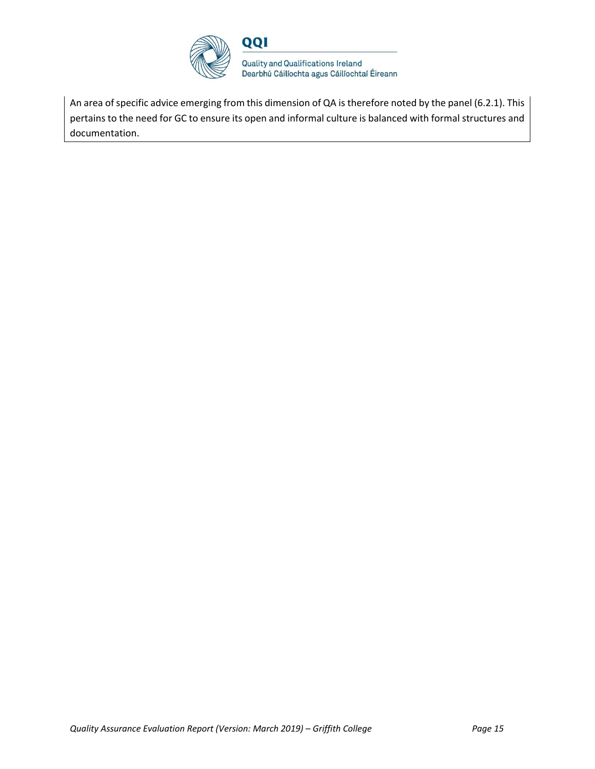An area of specific advice emerging from this dimension of QA is therefore noted by the panel (6.2.1). This pertains to the need for GC to ensure its open and informal culture is balanced with formal structures and documentation.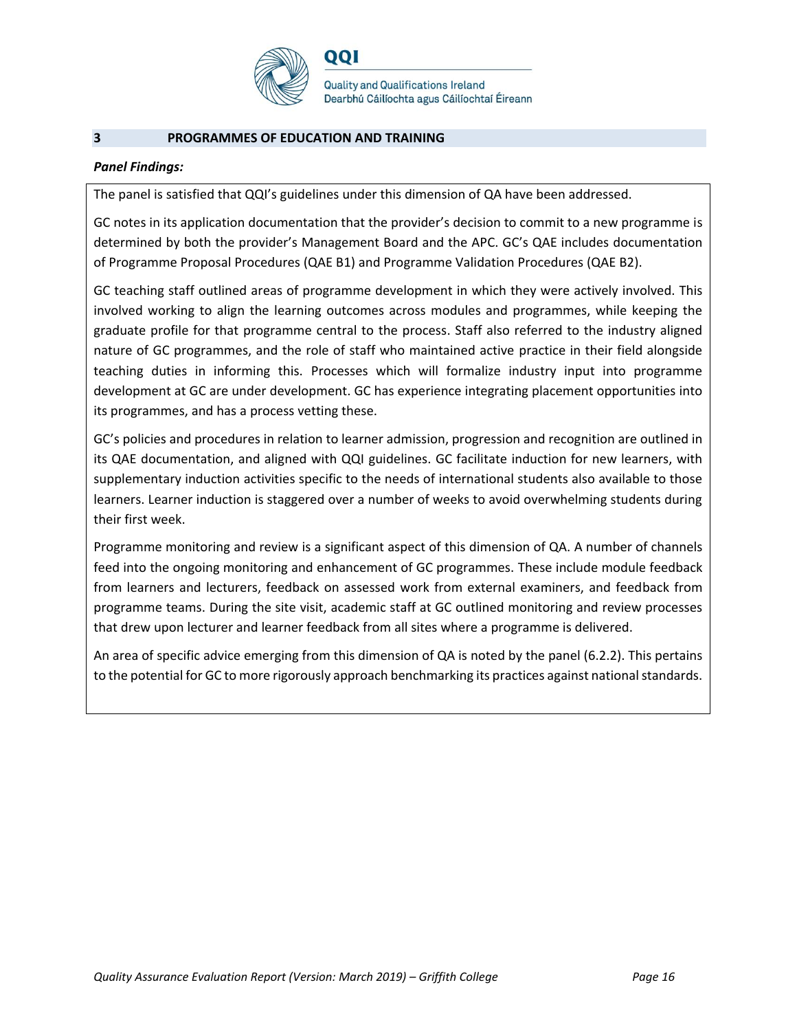## 3 PROGRAMMES OF EDUCATION AND TRAINING

***Panel Findings:***

The panel is satisfied that QQI's guidelines under this dimension of QA have been addressed.

GC notes in its application documentation that the provider's decision to commit to a new programme is determined by both the provider's Management Board and the APC. GC's QAE includes documentation of Programme Proposal Procedures (QAE B1) and Programme Validation Procedures (QAE B2).

GC teaching staff outlined areas of programme development in which they were actively involved. This involved working to align the learning outcomes across modules and programmes, while keeping the graduate profile for that programme central to the process. Staff also referred to the industry aligned nature of GC programmes, and the role of staff who maintained active practice in their field alongside teaching duties in informing this. Processes which will formalize industry input into programme development at GC are under development. GC has experience integrating placement opportunities into its programmes, and has a process vetting these.

GC's policies and procedures in relation to learner admission, progression and recognition are outlined in its QAE documentation, and aligned with QQI guidelines. GC facilitate induction for new learners, with supplementary induction activities specific to the needs of international students also available to those learners. Learner induction is staggered over a number of weeks to avoid overwhelming students during their first week.

Programme monitoring and review is a significant aspect of this dimension of QA. A number of channels feed into the ongoing monitoring and enhancement of GC programmes. These include module feedback from learners and lecturers, feedback on assessed work from external examiners, and feedback from programme teams. During the site visit, academic staff at GC outlined monitoring and review processes that drew upon lecturer and learner feedback from all sites where a programme is delivered.

An area of specific advice emerging from this dimension of QA is noted by the panel (6.2.2). This pertains to the potential for GC to more rigorously approach benchmarking its practices against national standards.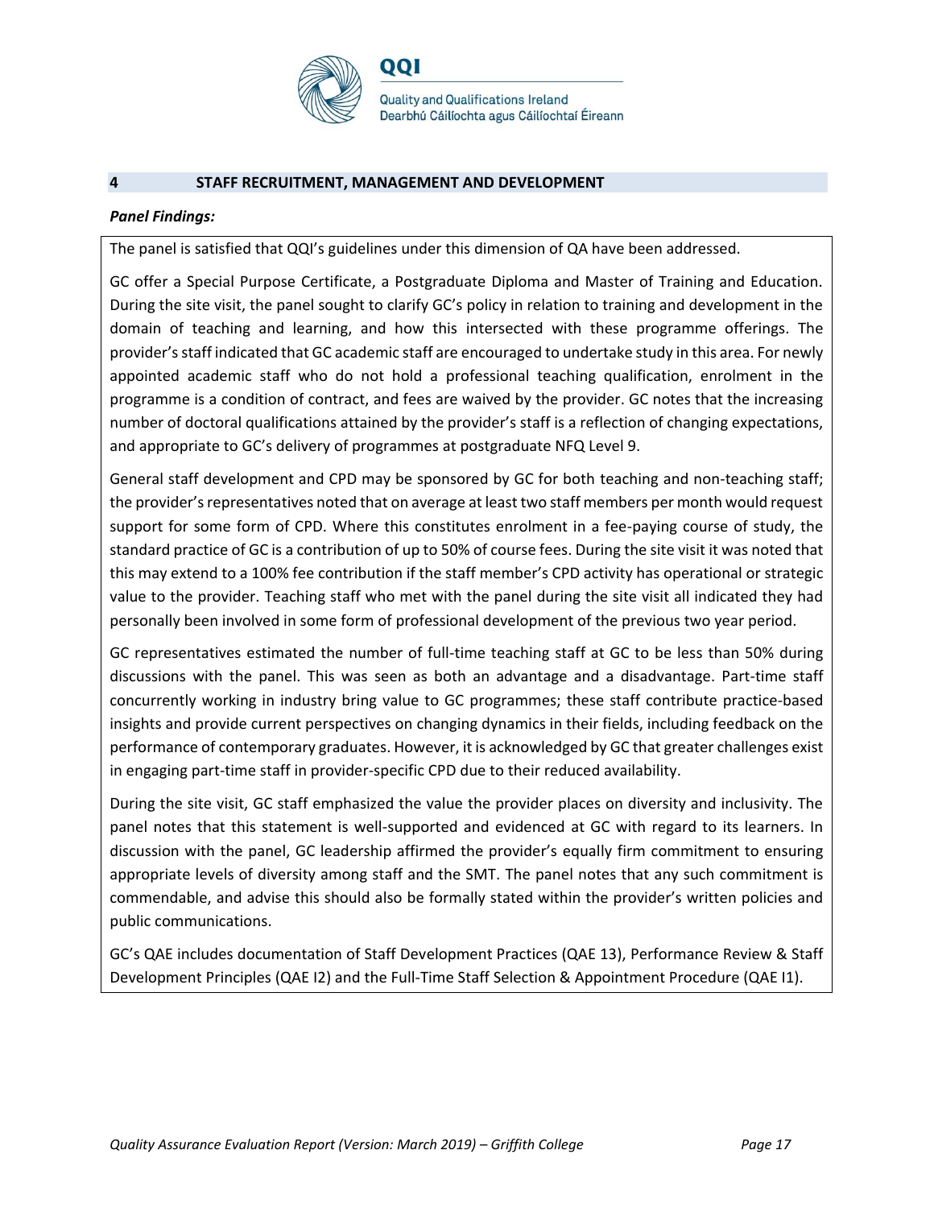## 4 STAFF RECRUITMENT, MANAGEMENT AND DEVELOPMENT

***Panel Findings:***

The panel is satisfied that QQI's guidelines under this dimension of QA have been addressed.

GC offer a Special Purpose Certificate, a Postgraduate Diploma and Master of Training and Education. During the site visit, the panel sought to clarify GC's policy in relation to training and development in the domain of teaching and learning, and how this intersected with these programme offerings. The provider's staff indicated that GC academic staff are encouraged to undertake study in this area. For newly appointed academic staff who do not hold a professional teaching qualification, enrolment in the programme is a condition of contract, and fees are waived by the provider. GC notes that the increasing number of doctoral qualifications attained by the provider's staff is a reflection of changing expectations, and appropriate to GC's delivery of programmes at postgraduate NFQ Level 9.

General staff development and CPD may be sponsored by GC for both teaching and non-teaching staff; the provider's representatives noted that on average at least two staff members per month would request support for some form of CPD. Where this constitutes enrolment in a fee-paying course of study, the standard practice of GC is a contribution of up to 50% of course fees. During the site visit it was noted that this may extend to a 100% fee contribution if the staff member's CPD activity has operational or strategic value to the provider. Teaching staff who met with the panel during the site visit all indicated they had personally been involved in some form of professional development of the previous two year period.

GC representatives estimated the number of full-time teaching staff at GC to be less than 50% during discussions with the panel. This was seen as both an advantage and a disadvantage. Part-time staff concurrently working in industry bring value to GC programmes; these staff contribute practice-based insights and provide current perspectives on changing dynamics in their fields, including feedback on the performance of contemporary graduates. However, it is acknowledged by GC that greater challenges exist in engaging part-time staff in provider-specific CPD due to their reduced availability.

During the site visit, GC staff emphasized the value the provider places on diversity and inclusivity. The panel notes that this statement is well-supported and evidenced at GC with regard to its learners. In discussion with the panel, GC leadership affirmed the provider's equally firm commitment to ensuring appropriate levels of diversity among staff and the SMT. The panel notes that any such commitment is commendable, and advise this should also be formally stated within the provider's written policies and public communications.

GC's QAE includes documentation of Staff Development Practices (QAE 13), Performance Review & Staff Development Principles (QAE I2) and the Full-Time Staff Selection & Appointment Procedure (QAE I1).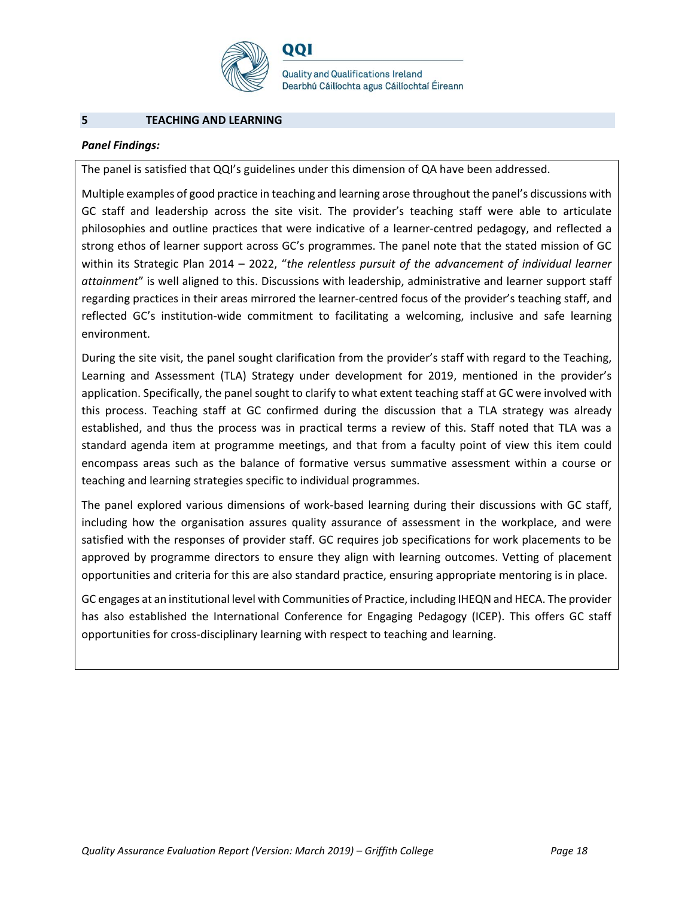## 5 TEACHING AND LEARNING

***Panel Findings:***

The panel is satisfied that QQI's guidelines under this dimension of QA have been addressed.

Multiple examples of good practice in teaching and learning arose throughout the panel's discussions with GC staff and leadership across the site visit. The provider's teaching staff were able to articulate philosophies and outline practices that were indicative of a learner-centred pedagogy, and reflected a strong ethos of learner support across GC's programmes. The panel note that the stated mission of GC within its Strategic Plan 2014 – 2022, "*the relentless pursuit of the advancement of individual learner attainment*" is well aligned to this. Discussions with leadership, administrative and learner support staff regarding practices in their areas mirrored the learner-centred focus of the provider's teaching staff, and reflected GC's institution-wide commitment to facilitating a welcoming, inclusive and safe learning environment.

During the site visit, the panel sought clarification from the provider's staff with regard to the Teaching, Learning and Assessment (TLA) Strategy under development for 2019, mentioned in the provider's application. Specifically, the panel sought to clarify to what extent teaching staff at GC were involved with this process. Teaching staff at GC confirmed during the discussion that a TLA strategy was already established, and thus the process was in practical terms a review of this. Staff noted that TLA was a standard agenda item at programme meetings, and that from a faculty point of view this item could encompass areas such as the balance of formative versus summative assessment within a course or teaching and learning strategies specific to individual programmes.

The panel explored various dimensions of work-based learning during their discussions with GC staff, including how the organisation assures quality assurance of assessment in the workplace, and were satisfied with the responses of provider staff. GC requires job specifications for work placements to be approved by programme directors to ensure they align with learning outcomes. Vetting of placement opportunities and criteria for this are also standard practice, ensuring appropriate mentoring is in place.

GC engages at an institutional level with Communities of Practice, including IHEQN and HECA. The provider has also established the International Conference for Engaging Pedagogy (ICEP). This offers GC staff opportunities for cross-disciplinary learning with respect to teaching and learning.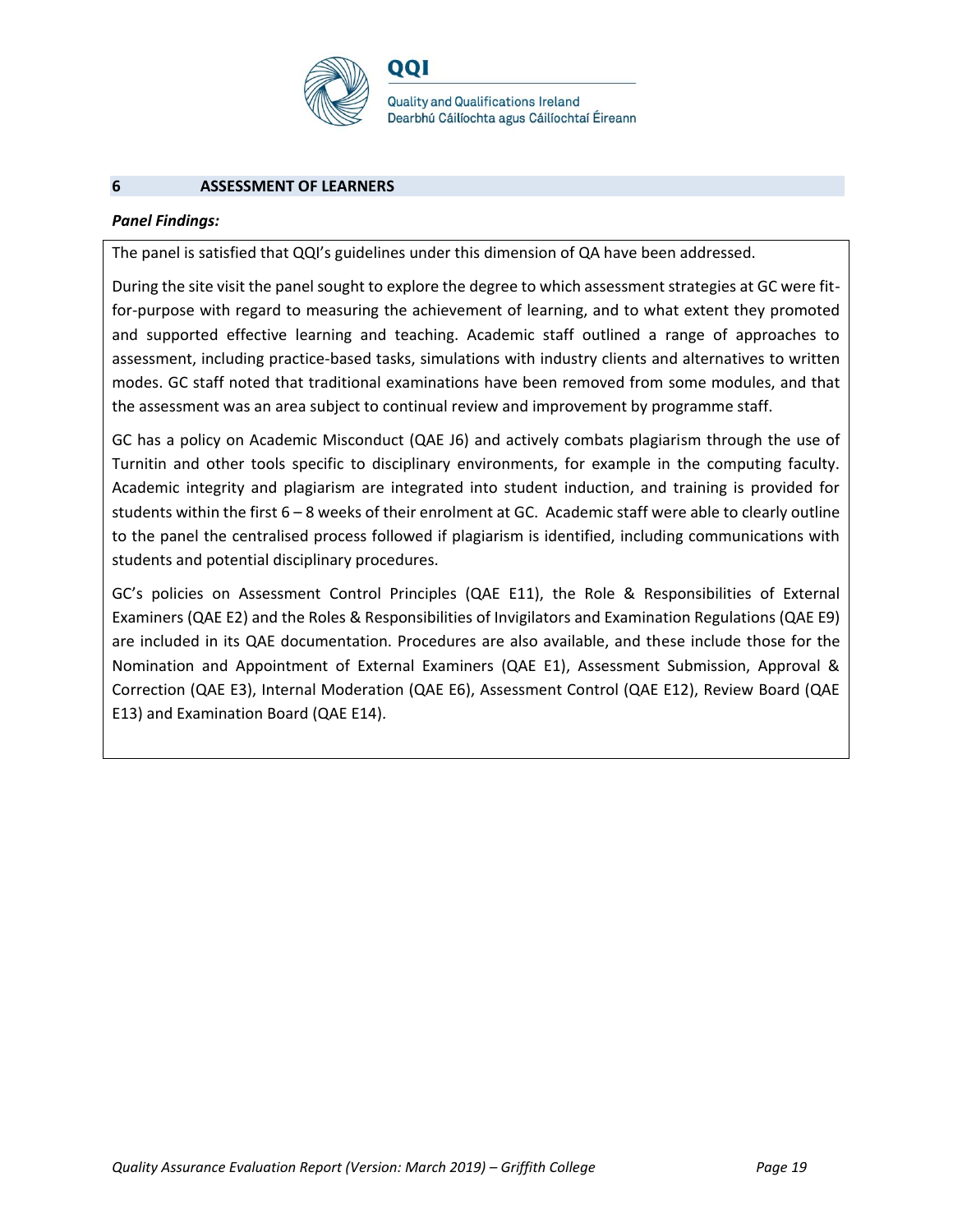## 6 ASSESSMENT OF LEARNERS

***Panel Findings:***

The panel is satisfied that QQI's guidelines under this dimension of QA have been addressed.

During the site visit the panel sought to explore the degree to which assessment strategies at GC were fit-for-purpose with regard to measuring the achievement of learning, and to what extent they promoted and supported effective learning and teaching. Academic staff outlined a range of approaches to assessment, including practice-based tasks, simulations with industry clients and alternatives to written modes. GC staff noted that traditional examinations have been removed from some modules, and that the assessment was an area subject to continual review and improvement by programme staff.

GC has a policy on Academic Misconduct (QAE J6) and actively combats plagiarism through the use of Turnitin and other tools specific to disciplinary environments, for example in the computing faculty. Academic integrity and plagiarism are integrated into student induction, and training is provided for students within the first 6 – 8 weeks of their enrolment at GC. Academic staff were able to clearly outline to the panel the centralised process followed if plagiarism is identified, including communications with students and potential disciplinary procedures.

GC's policies on Assessment Control Principles (QAE E11), the Role & Responsibilities of External Examiners (QAE E2) and the Roles & Responsibilities of Invigilators and Examination Regulations (QAE E9) are included in its QAE documentation. Procedures are also available, and these include those for the Nomination and Appointment of External Examiners (QAE E1), Assessment Submission, Approval & Correction (QAE E3), Internal Moderation (QAE E6), Assessment Control (QAE E12), Review Board (QAE E13) and Examination Board (QAE E14).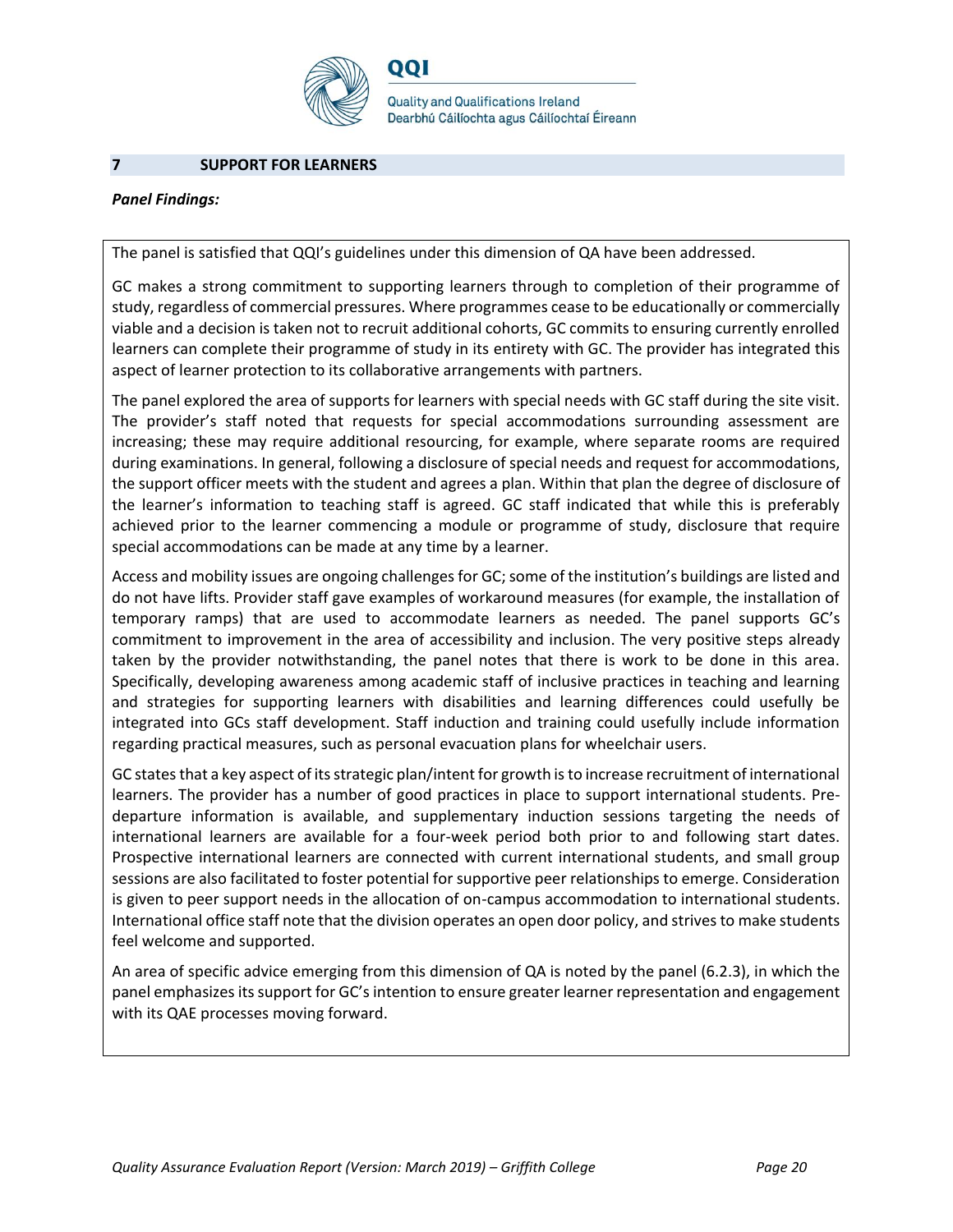## 7 SUPPORT FOR LEARNERS

***Panel Findings:***

The panel is satisfied that QQI's guidelines under this dimension of QA have been addressed.

GC makes a strong commitment to supporting learners through to completion of their programme of study, regardless of commercial pressures. Where programmes cease to be educationally or commercially viable and a decision is taken not to recruit additional cohorts, GC commits to ensuring currently enrolled learners can complete their programme of study in its entirety with GC. The provider has integrated this aspect of learner protection to its collaborative arrangements with partners.

The panel explored the area of supports for learners with special needs with GC staff during the site visit. The provider's staff noted that requests for special accommodations surrounding assessment are increasing; these may require additional resourcing, for example, where separate rooms are required during examinations. In general, following a disclosure of special needs and request for accommodations, the support officer meets with the student and agrees a plan. Within that plan the degree of disclosure of the learner's information to teaching staff is agreed. GC staff indicated that while this is preferably achieved prior to the learner commencing a module or programme of study, disclosure that require special accommodations can be made at any time by a learner.

Access and mobility issues are ongoing challenges for GC; some of the institution's buildings are listed and do not have lifts. Provider staff gave examples of workaround measures (for example, the installation of temporary ramps) that are used to accommodate learners as needed. The panel supports GC's commitment to improvement in the area of accessibility and inclusion. The very positive steps already taken by the provider notwithstanding, the panel notes that there is work to be done in this area. Specifically, developing awareness among academic staff of inclusive practices in teaching and learning and strategies for supporting learners with disabilities and learning differences could usefully be integrated into GCs staff development. Staff induction and training could usefully include information regarding practical measures, such as personal evacuation plans for wheelchair users.

GC states that a key aspect of its strategic plan/intent for growth is to increase recruitment of international learners. The provider has a number of good practices in place to support international students. Pre-departure information is available, and supplementary induction sessions targeting the needs of international learners are available for a four-week period both prior to and following start dates. Prospective international learners are connected with current international students, and small group sessions are also facilitated to foster potential for supportive peer relationships to emerge. Consideration is given to peer support needs in the allocation of on-campus accommodation to international students. International office staff note that the division operates an open door policy, and strives to make students feel welcome and supported.

An area of specific advice emerging from this dimension of QA is noted by the panel (6.2.3), in which the panel emphasizes its support for GC's intention to ensure greater learner representation and engagement with its QAE processes moving forward.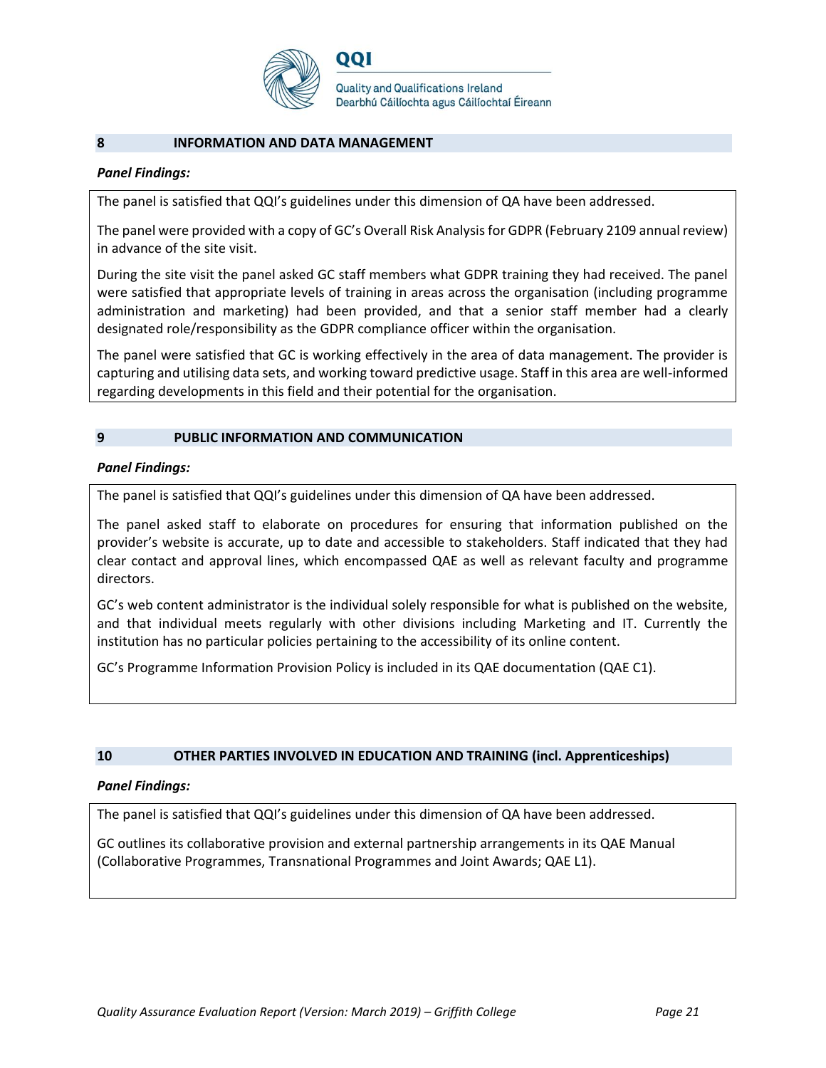## 8 INFORMATION AND DATA MANAGEMENT

***Panel Findings:***

The panel is satisfied that QQI's guidelines under this dimension of QA have been addressed.

The panel were provided with a copy of GC's Overall Risk Analysis for GDPR (February 2109 annual review) in advance of the site visit.

During the site visit the panel asked GC staff members what GDPR training they had received. The panel were satisfied that appropriate levels of training in areas across the organisation (including programme administration and marketing) had been provided, and that a senior staff member had a clearly designated role/responsibility as the GDPR compliance officer within the organisation.

The panel were satisfied that GC is working effectively in the area of data management. The provider is capturing and utilising data sets, and working toward predictive usage. Staff in this area are well-informed regarding developments in this field and their potential for the organisation.

## 9 PUBLIC INFORMATION AND COMMUNICATION

***Panel Findings:***

The panel is satisfied that QQI's guidelines under this dimension of QA have been addressed.

The panel asked staff to elaborate on procedures for ensuring that information published on the provider's website is accurate, up to date and accessible to stakeholders. Staff indicated that they had clear contact and approval lines, which encompassed QAE as well as relevant faculty and programme directors.

GC's web content administrator is the individual solely responsible for what is published on the website, and that individual meets regularly with other divisions including Marketing and IT. Currently the institution has no particular policies pertaining to the accessibility of its online content.

GC's Programme Information Provision Policy is included in its QAE documentation (QAE C1).

## 10 OTHER PARTIES INVOLVED IN EDUCATION AND TRAINING (incl. Apprenticeships)

***Panel Findings:***

The panel is satisfied that QQI's guidelines under this dimension of QA have been addressed.

GC outlines its collaborative provision and external partnership arrangements in its QAE Manual (Collaborative Programmes, Transnational Programmes and Joint Awards; QAE L1).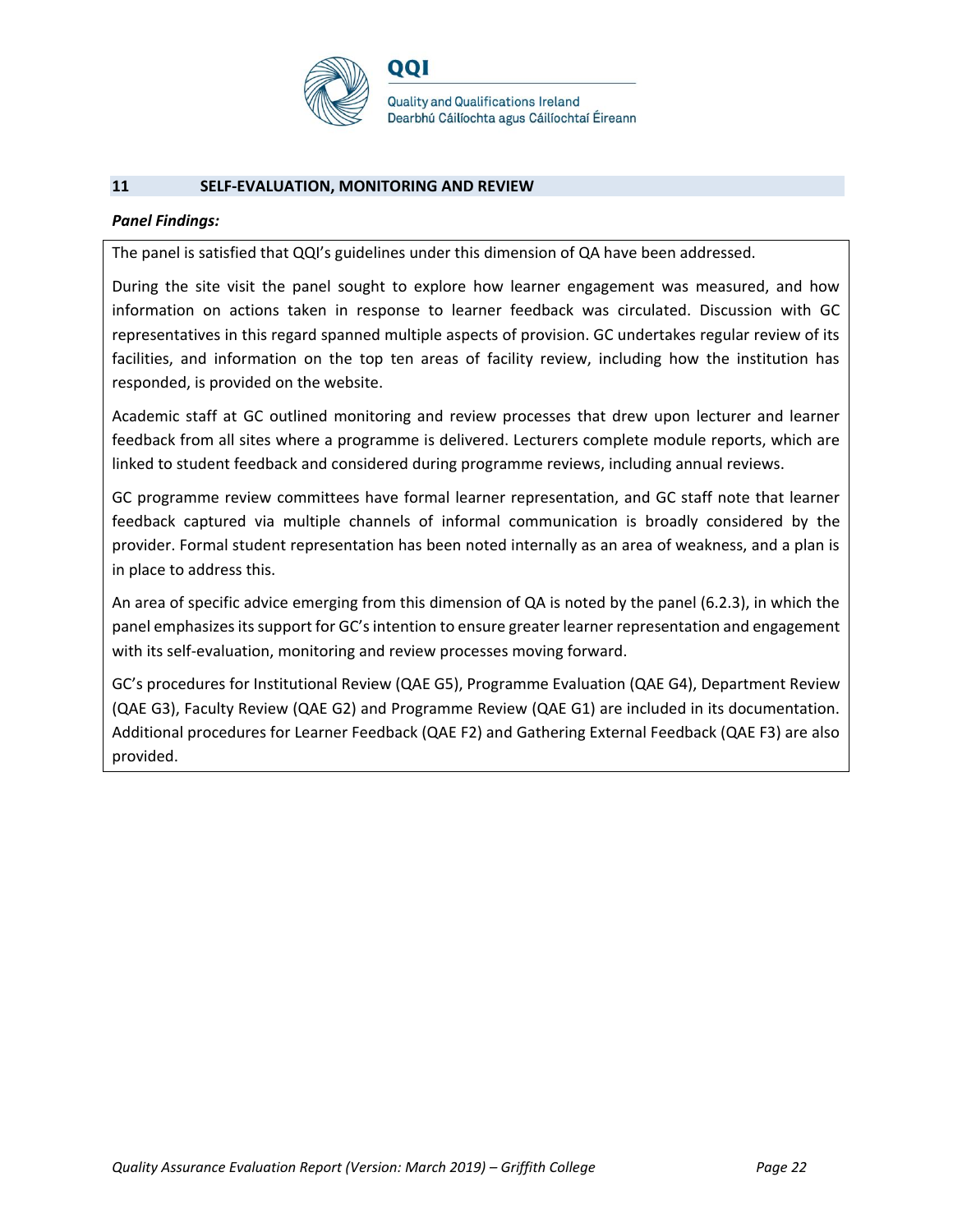## 11 SELF-EVALUATION, MONITORING AND REVIEW

***Panel Findings:***

The panel is satisfied that QQI's guidelines under this dimension of QA have been addressed.

During the site visit the panel sought to explore how learner engagement was measured, and how information on actions taken in response to learner feedback was circulated. Discussion with GC representatives in this regard spanned multiple aspects of provision. GC undertakes regular review of its facilities, and information on the top ten areas of facility review, including how the institution has responded, is provided on the website.

Academic staff at GC outlined monitoring and review processes that drew upon lecturer and learner feedback from all sites where a programme is delivered. Lecturers complete module reports, which are linked to student feedback and considered during programme reviews, including annual reviews.

GC programme review committees have formal learner representation, and GC staff note that learner feedback captured via multiple channels of informal communication is broadly considered by the provider. Formal student representation has been noted internally as an area of weakness, and a plan is in place to address this.

An area of specific advice emerging from this dimension of QA is noted by the panel (6.2.3), in which the panel emphasizes its support for GC's intention to ensure greater learner representation and engagement with its self-evaluation, monitoring and review processes moving forward.

GC's procedures for Institutional Review (QAE G5), Programme Evaluation (QAE G4), Department Review (QAE G3), Faculty Review (QAE G2) and Programme Review (QAE G1) are included in its documentation. Additional procedures for Learner Feedback (QAE F2) and Gathering External Feedback (QAE F3) are also provided.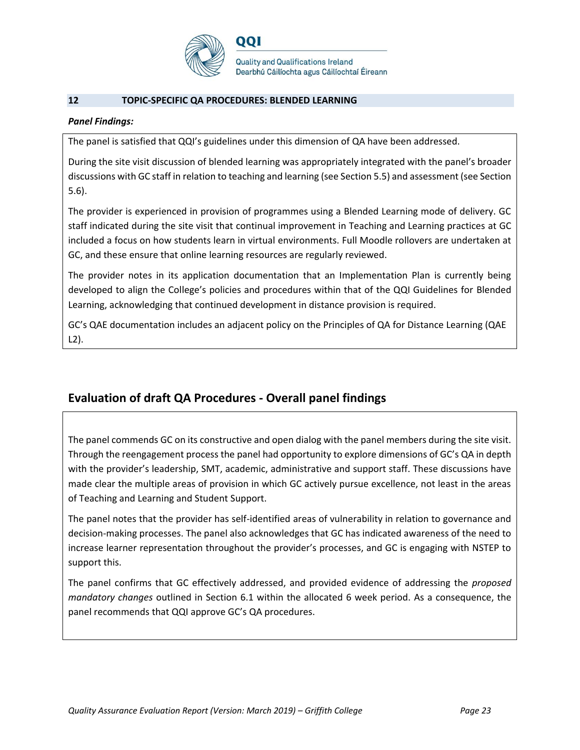## 12 TOPIC-SPECIFIC QA PROCEDURES: BLENDED LEARNING

***Panel Findings:***

The panel is satisfied that QQI's guidelines under this dimension of QA have been addressed.

During the site visit discussion of blended learning was appropriately integrated with the panel's broader discussions with GC staff in relation to teaching and learning (see Section 5.5) and assessment (see Section 5.6).

The provider is experienced in provision of programmes using a Blended Learning mode of delivery. GC staff indicated during the site visit that continual improvement in Teaching and Learning practices at GC included a focus on how students learn in virtual environments. Full Moodle rollovers are undertaken at GC, and these ensure that online learning resources are regularly reviewed.

The provider notes in its application documentation that an Implementation Plan is currently being developed to align the College's policies and procedures within that of the QQI Guidelines for Blended Learning, acknowledging that continued development in distance provision is required.

GC's QAE documentation includes an adjacent policy on the Principles of QA for Distance Learning (QAE L2).

## Evaluation of draft QA Procedures - Overall panel findings

The panel commends GC on its constructive and open dialog with the panel members during the site visit. Through the reengagement process the panel had opportunity to explore dimensions of GC's QA in depth with the provider's leadership, SMT, academic, administrative and support staff. These discussions have made clear the multiple areas of provision in which GC actively pursue excellence, not least in the areas of Teaching and Learning and Student Support.

The panel notes that the provider has self-identified areas of vulnerability in relation to governance and decision-making processes. The panel also acknowledges that GC has indicated awareness of the need to increase learner representation throughout the provider's processes, and GC is engaging with NSTEP to support this.

The panel confirms that GC effectively addressed, and provided evidence of addressing the *proposed mandatory changes* outlined in Section 6.1 within the allocated 6 week period. As a consequence, the panel recommends that QQI approve GC's QA procedures.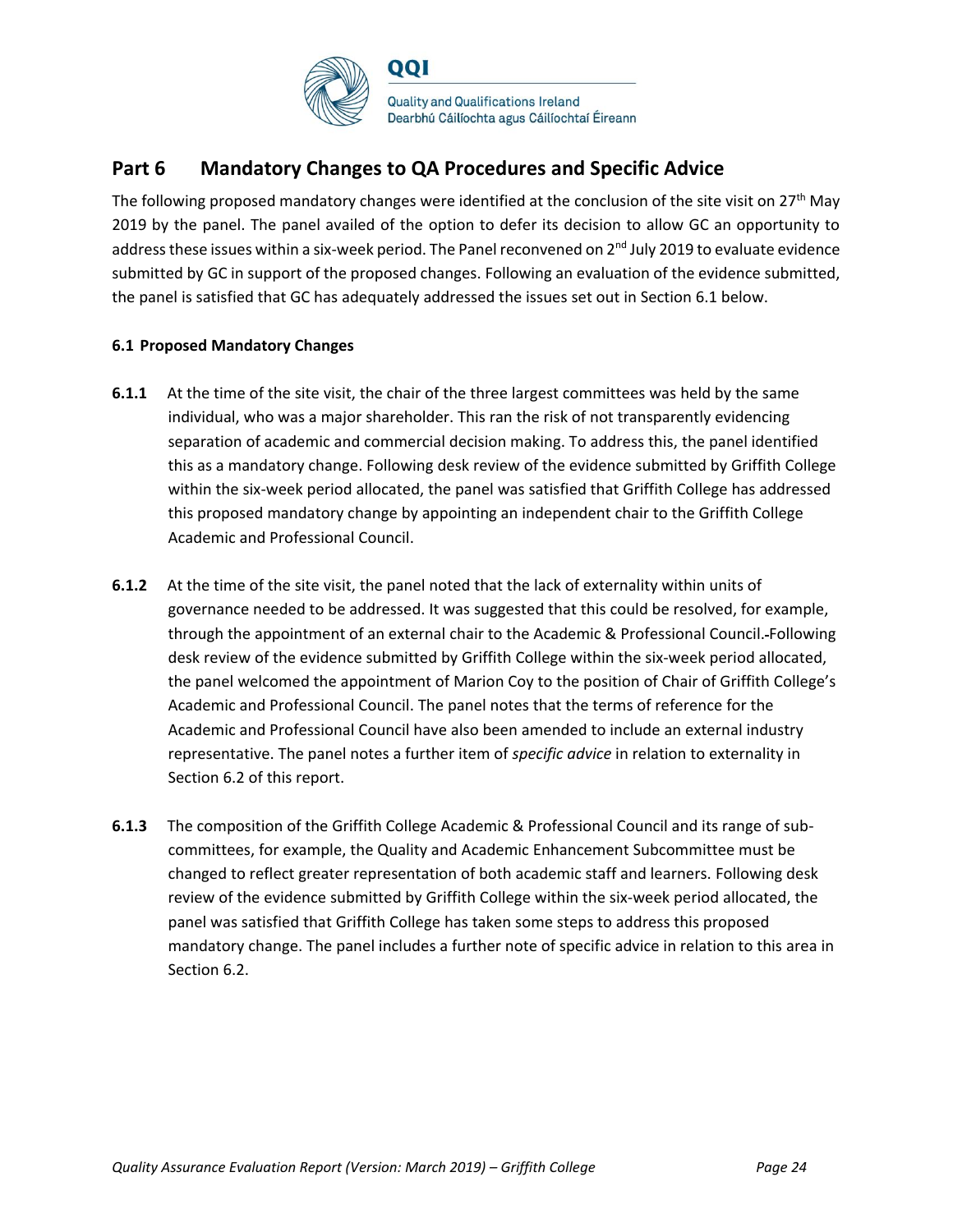## Part 6 Mandatory Changes to QA Procedures and Specific Advice

The following proposed mandatory changes were identified at the conclusion of the site visit on 27th May 2019 by the panel. The panel availed of the option to defer its decision to allow GC an opportunity to address these issues within a six-week period. The Panel reconvened on 2nd July 2019 to evaluate evidence submitted by GC in support of the proposed changes. Following an evaluation of the evidence submitted, the panel is satisfied that GC has adequately addressed the issues set out in Section 6.1 below.

### 6.1 Proposed Mandatory Changes

**6.1.1** At the time of the site visit, the chair of the three largest committees was held by the same individual, who was a major shareholder. This ran the risk of not transparently evidencing separation of academic and commercial decision making. To address this, the panel identified this as a mandatory change. Following desk review of the evidence submitted by Griffith College within the six-week period allocated, the panel was satisfied that Griffith College has addressed this proposed mandatory change by appointing an independent chair to the Griffith College Academic and Professional Council.

**6.1.2** At the time of the site visit, the panel noted that the lack of externality within units of governance needed to be addressed. It was suggested that this could be resolved, for example, through the appointment of an external chair to the Academic & Professional Council. Following desk review of the evidence submitted by Griffith College within the six-week period allocated, the panel welcomed the appointment of Marion Coy to the position of Chair of Griffith College's Academic and Professional Council. The panel notes that the terms of reference for the Academic and Professional Council have also been amended to include an external industry representative. The panel notes a further item of *specific advice* in relation to externality in Section 6.2 of this report.

**6.1.3** The composition of the Griffith College Academic & Professional Council and its range of sub-committees, for example, the Quality and Academic Enhancement Subcommittee must be changed to reflect greater representation of both academic staff and learners. Following desk review of the evidence submitted by Griffith College within the six-week period allocated, the panel was satisfied that Griffith College has taken some steps to address this proposed mandatory change. The panel includes a further note of specific advice in relation to this area in Section 6.2.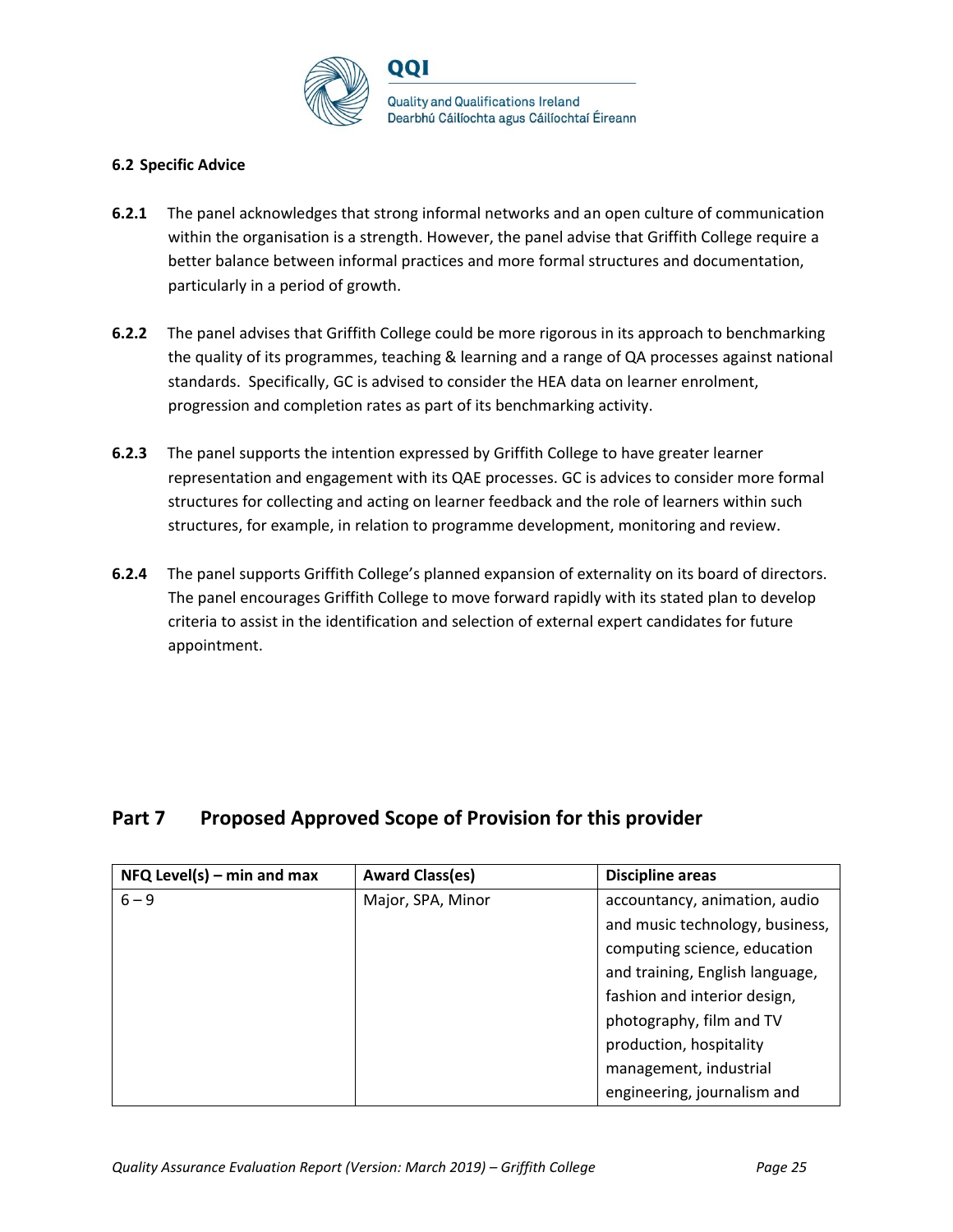### 6.2 Specific Advice

**6.2.1** The panel acknowledges that strong informal networks and an open culture of communication within the organisation is a strength. However, the panel advise that Griffith College require a better balance between informal practices and more formal structures and documentation, particularly in a period of growth.

**6.2.2** The panel advises that Griffith College could be more rigorous in its approach to benchmarking the quality of its programmes, teaching & learning and a range of QA processes against national standards. Specifically, GC is advised to consider the HEA data on learner enrolment, progression and completion rates as part of its benchmarking activity.

**6.2.3** The panel supports the intention expressed by Griffith College to have greater learner representation and engagement with its QAE processes. GC is advices to consider more formal structures for collecting and acting on learner feedback and the role of learners within such structures, for example, in relation to programme development, monitoring and review.

**6.2.4** The panel supports Griffith College's planned expansion of externality on its board of directors. The panel encourages Griffith College to move forward rapidly with its stated plan to develop criteria to assist in the identification and selection of external expert candidates for future appointment.

## Part 7 Proposed Approved Scope of Provision for this provider

| NFQ Level(s) – min and max | Award Class(es) | Discipline areas |
| --- | --- | --- |
| 6 – 9 | Major, SPA, Minor | accountancy, animation, audio and music technology, business, computing science, education and training, English language, fashion and interior design, photography, film and TV production, hospitality management, industrial engineering, journalism and |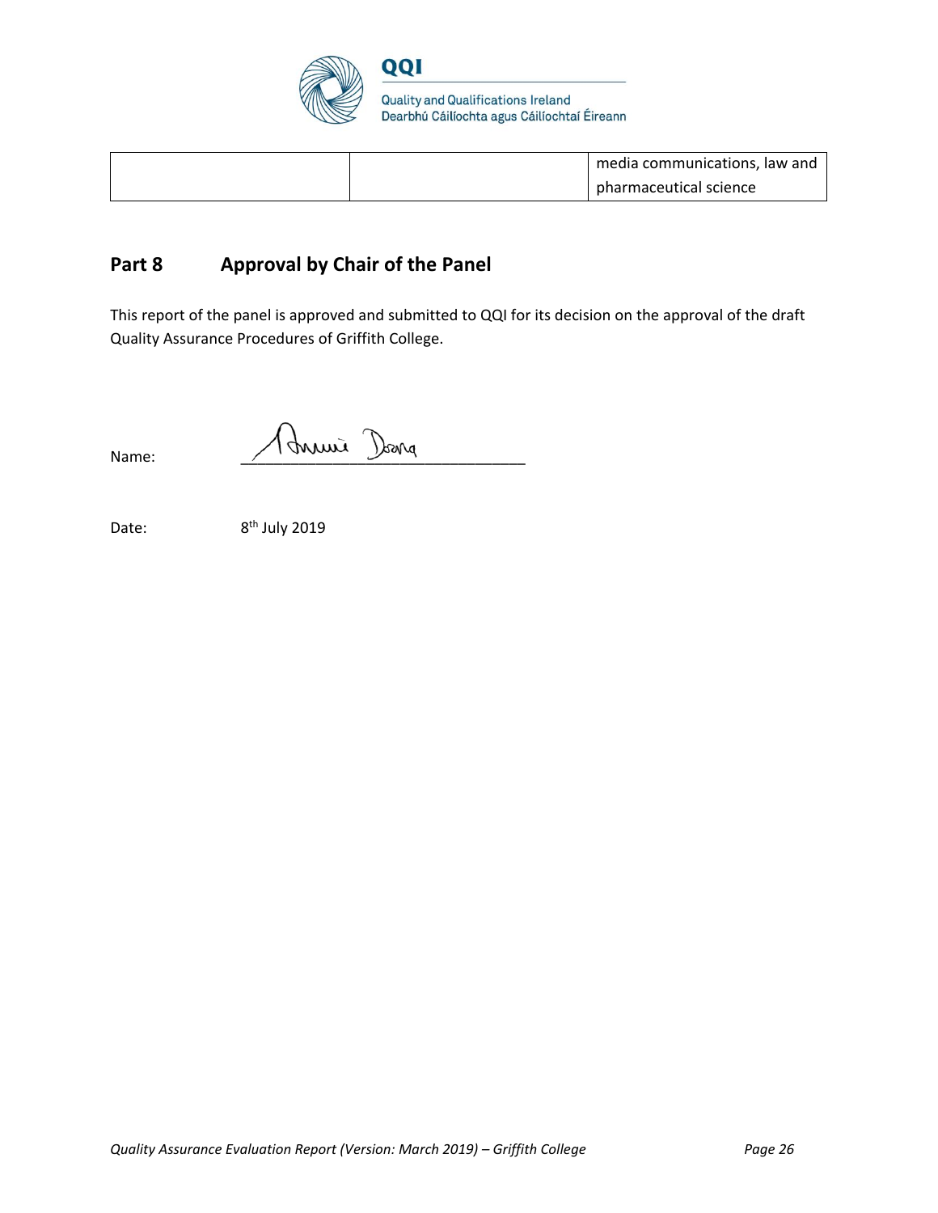| | | media communications, law and pharmaceutical science |
|---|---|---|

## Part 8 Approval by Chair of the Panel

This report of the panel is approved and submitted to QQI for its decision on the approval of the draft Quality Assurance Procedures of Griffith College.

Name: Annie Doona

Date: 8th July 2019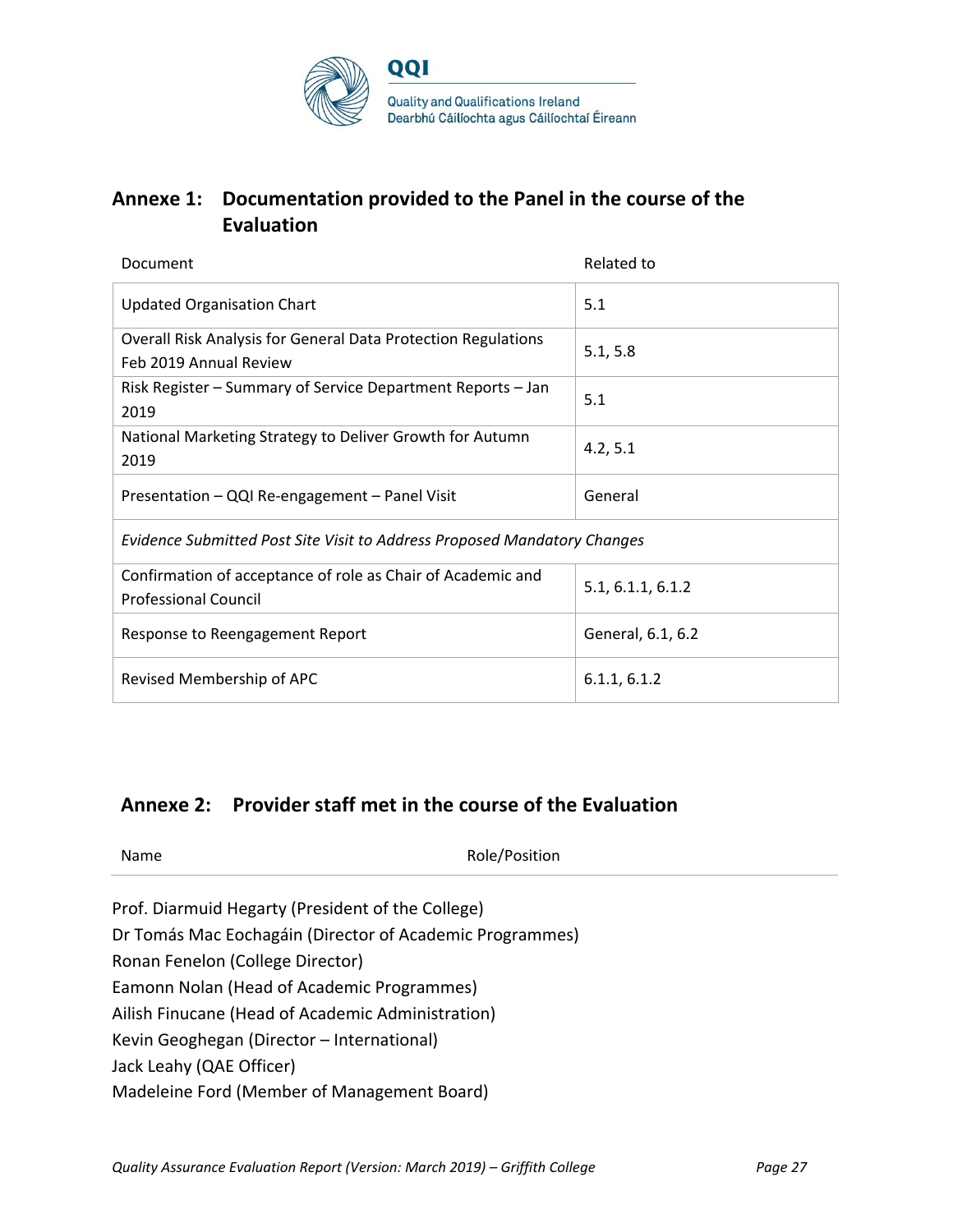## Annexe 1: Documentation provided to the Panel in the course of the Evaluation

| Document | Related to |
|---|---|
| Updated Organisation Chart | 5.1 |
| Overall Risk Analysis for General Data Protection Regulations Feb 2019 Annual Review | 5.1, 5.8 |
| Risk Register – Summary of Service Department Reports – Jan 2019 | 5.1 |
| National Marketing Strategy to Deliver Growth for Autumn 2019 | 4.2, 5.1 |
| Presentation – QQI Re-engagement – Panel Visit | General |
| *Evidence Submitted Post Site Visit to Address Proposed Mandatory Changes* | |
| Confirmation of acceptance of role as Chair of Academic and Professional Council | 5.1, 6.1.1, 6.1.2 |
| Response to Reengagement Report | General, 6.1, 6.2 |
| Revised Membership of APC | 6.1.1, 6.1.2 |

## Annexe 2: Provider staff met in the course of the Evaluation

| Name | Role/Position |
|---|---|

Prof. Diarmuid Hegarty (President of the College)
Dr Tomás Mac Eochagáin (Director of Academic Programmes)
Ronan Fenelon (College Director)
Eamonn Nolan (Head of Academic Programmes)
Ailish Finucane (Head of Academic Administration)
Kevin Geoghegan (Director – International)
Jack Leahy (QAE Officer)
Madeleine Ford (Member of Management Board)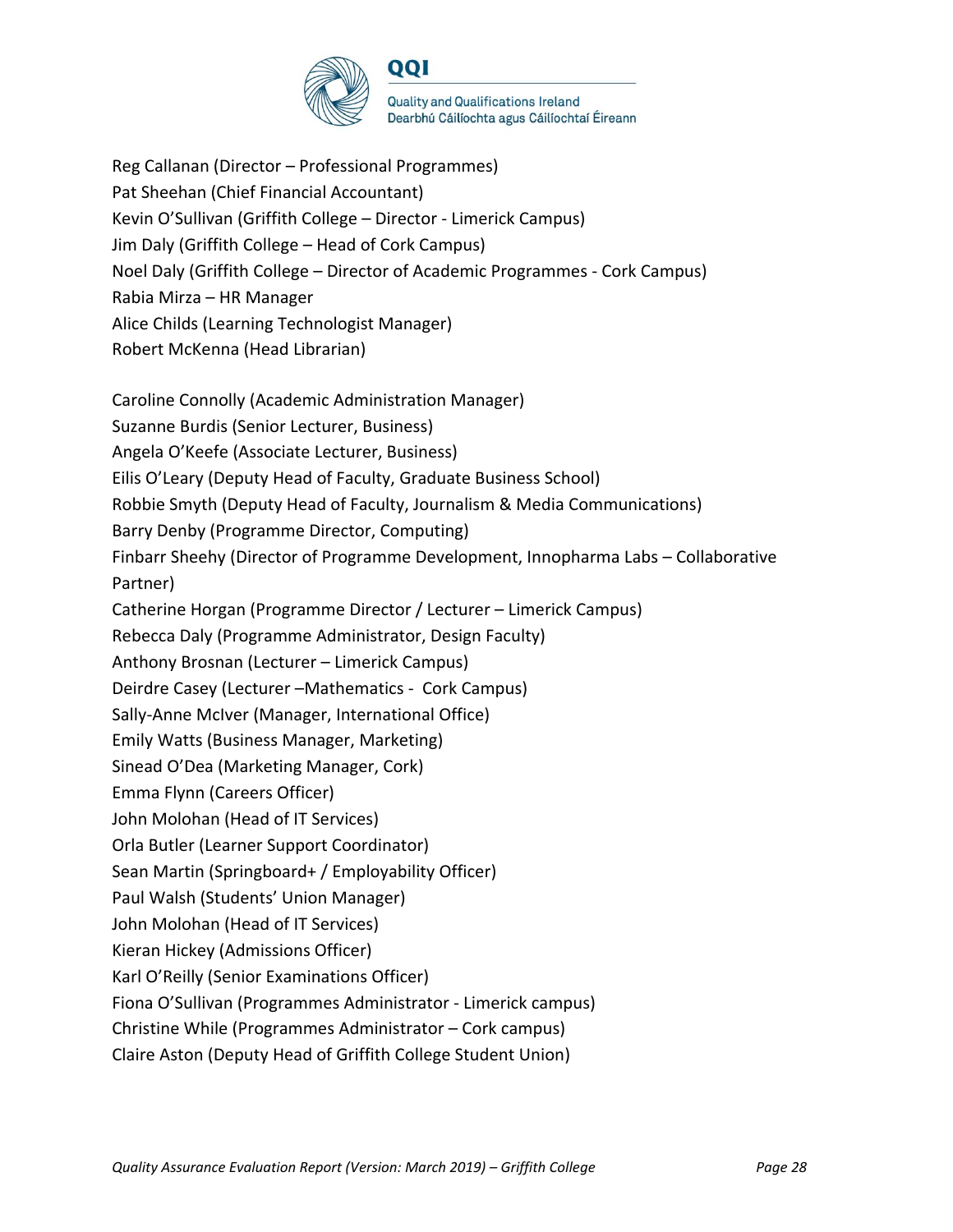Reg Callanan (Director – Professional Programmes)
Pat Sheehan (Chief Financial Accountant)
Kevin O'Sullivan (Griffith College – Director - Limerick Campus)
Jim Daly (Griffith College – Head of Cork Campus)
Noel Daly (Griffith College – Director of Academic Programmes - Cork Campus)
Rabia Mirza – HR Manager
Alice Childs (Learning Technologist Manager)
Robert McKenna (Head Librarian)

Caroline Connolly (Academic Administration Manager)
Suzanne Burdis (Senior Lecturer, Business)
Angela O'Keefe (Associate Lecturer, Business)
Eilis O'Leary (Deputy Head of Faculty, Graduate Business School)
Robbie Smyth (Deputy Head of Faculty, Journalism & Media Communications)
Barry Denby (Programme Director, Computing)
Finbarr Sheehy (Director of Programme Development, Innopharma Labs – Collaborative Partner)
Catherine Horgan (Programme Director / Lecturer – Limerick Campus)
Rebecca Daly (Programme Administrator, Design Faculty)
Anthony Brosnan (Lecturer – Limerick Campus)
Deirdre Casey (Lecturer –Mathematics - Cork Campus)
Sally-Anne McIver (Manager, International Office)
Emily Watts (Business Manager, Marketing)
Sinead O'Dea (Marketing Manager, Cork)
Emma Flynn (Careers Officer)
John Molohan (Head of IT Services)
Orla Butler (Learner Support Coordinator)
Sean Martin (Springboard+ / Employability Officer)
Paul Walsh (Students' Union Manager)
John Molohan (Head of IT Services)
Kieran Hickey (Admissions Officer)
Karl O'Reilly (Senior Examinations Officer)
Fiona O'Sullivan (Programmes Administrator - Limerick campus)
Christine While (Programmes Administrator – Cork campus)
Claire Aston (Deputy Head of Griffith College Student Union)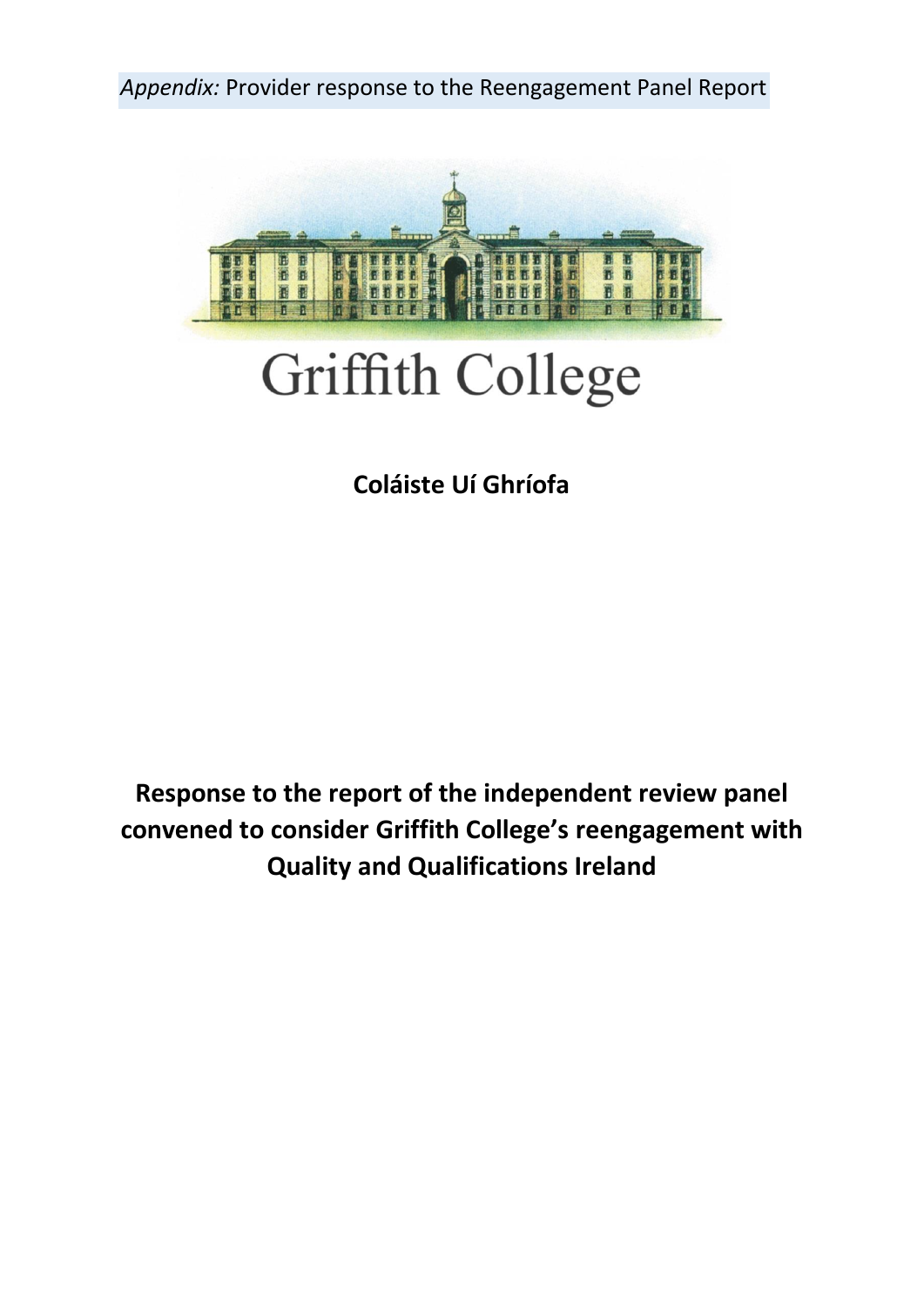*Appendix:* Provider response to the Reengagement Panel Report

Griffith College

**Coláiste Uí Ghríofa**

**Response to the report of the independent review panel convened to consider Griffith College's reengagement with Quality and Qualifications Ireland**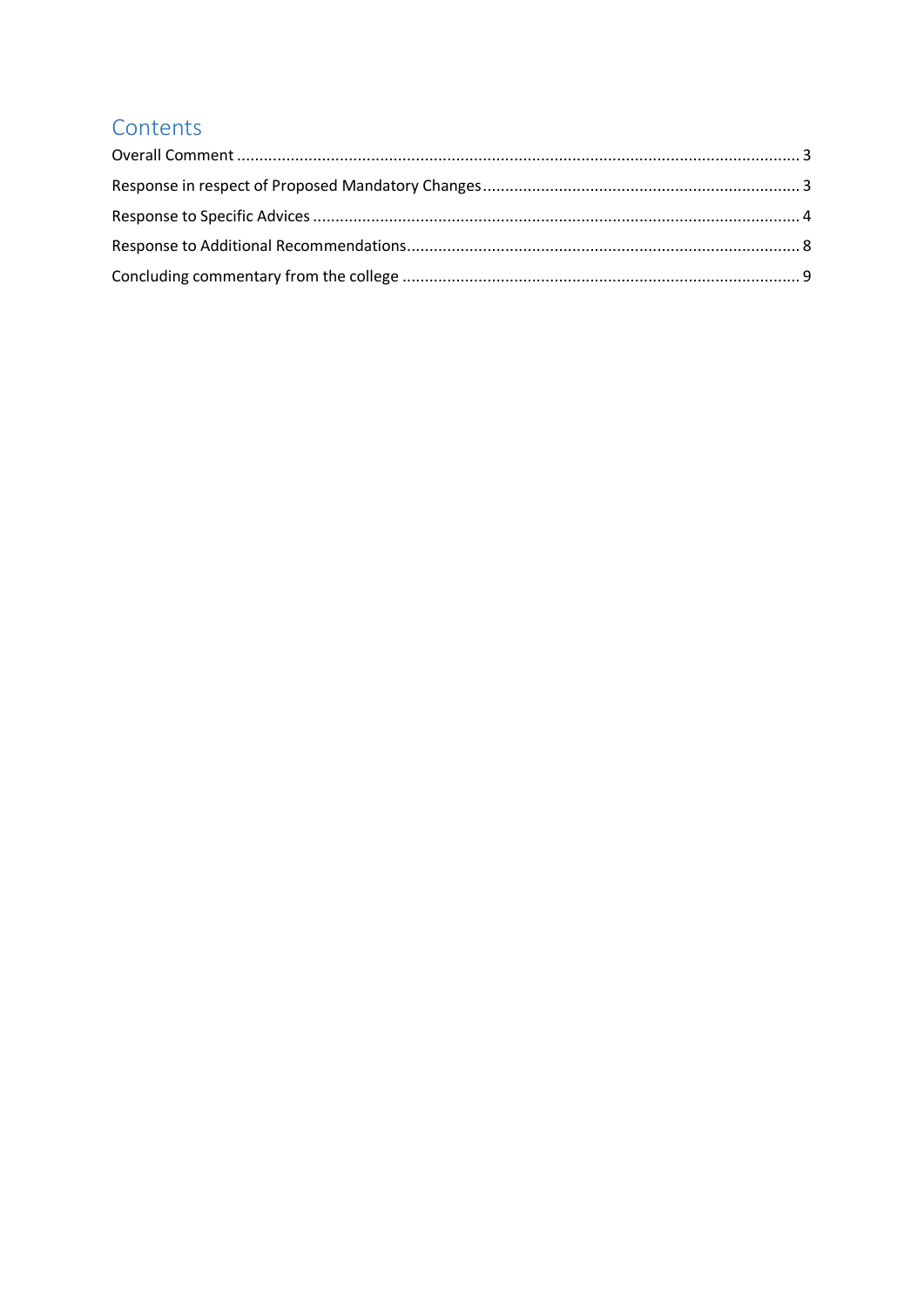# Contents

Overall Comment ........................................................................................................................... 3

Response in respect of Proposed Mandatory Changes ..................................................................... 3

Response to Specific Advices .......................................................................................................... 4

Response to Additional Recommendations...................................................................................... 8

Concluding commentary from the college ....................................................................................... 9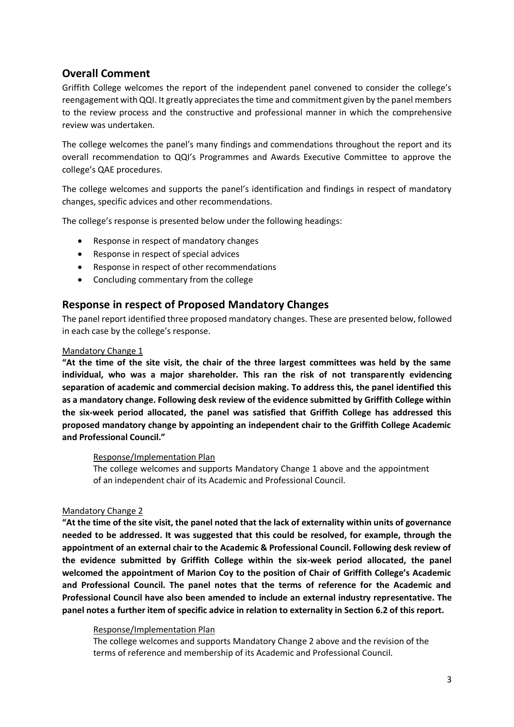## Overall Comment

Griffith College welcomes the report of the independent panel convened to consider the college's reengagement with QQI. It greatly appreciates the time and commitment given by the panel members to the review process and the constructive and professional manner in which the comprehensive review was undertaken.

The college welcomes the panel's many findings and commendations throughout the report and its overall recommendation to QQI's Programmes and Awards Executive Committee to approve the college's QAE procedures.

The college welcomes and supports the panel's identification and findings in respect of mandatory changes, specific advices and other recommendations.

The college's response is presented below under the following headings:

- Response in respect of mandatory changes
- Response in respect of special advices
- Response in respect of other recommendations
- Concluding commentary from the college

## Response in respect of Proposed Mandatory Changes

The panel report identified three proposed mandatory changes. These are presented below, followed in each case by the college's response.

Mandatory Change 1

**"At the time of the site visit, the chair of the three largest committees was held by the same individual, who was a major shareholder. This ran the risk of not transparently evidencing separation of academic and commercial decision making. To address this, the panel identified this as a mandatory change. Following desk review of the evidence submitted by Griffith College within the six-week period allocated, the panel was satisfied that Griffith College has addressed this proposed mandatory change by appointing an independent chair to the Griffith College Academic and Professional Council."**

Response/Implementation Plan

The college welcomes and supports Mandatory Change 1 above and the appointment of an independent chair of its Academic and Professional Council.

Mandatory Change 2

**"At the time of the site visit, the panel noted that the lack of externality within units of governance needed to be addressed. It was suggested that this could be resolved, for example, through the appointment of an external chair to the Academic & Professional Council. Following desk review of the evidence submitted by Griffith College within the six-week period allocated, the panel welcomed the appointment of Marion Coy to the position of Chair of Griffith College's Academic and Professional Council. The panel notes that the terms of reference for the Academic and Professional Council have also been amended to include an external industry representative. The panel notes a further item of specific advice in relation to externality in Section 6.2 of this report.**

Response/Implementation Plan

The college welcomes and supports Mandatory Change 2 above and the revision of the terms of reference and membership of its Academic and Professional Council.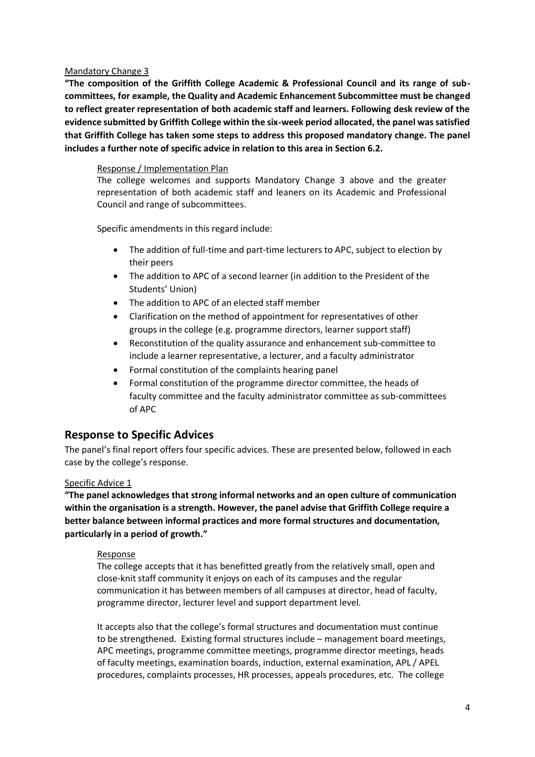Mandatory Change 3

**"The composition of the Griffith College Academic & Professional Council and its range of sub-committees, for example, the Quality and Academic Enhancement Subcommittee must be changed to reflect greater representation of both academic staff and learners. Following desk review of the evidence submitted by Griffith College within the six-week period allocated, the panel was satisfied that Griffith College has taken some steps to address this proposed mandatory change. The panel includes a further note of specific advice in relation to this area in Section 6.2.**

Response / Implementation Plan

The college welcomes and supports Mandatory Change 3 above and the greater representation of both academic staff and leaners on its Academic and Professional Council and range of subcommittees.

Specific amendments in this regard include:

- The addition of full-time and part-time lecturers to APC, subject to election by their peers
- The addition to APC of a second learner (in addition to the President of the Students' Union)
- The addition to APC of an elected staff member
- Clarification on the method of appointment for representatives of other groups in the college (e.g. programme directors, learner support staff)
- Reconstitution of the quality assurance and enhancement sub-committee to include a learner representative, a lecturer, and a faculty administrator
- Formal constitution of the complaints hearing panel
- Formal constitution of the programme director committee, the heads of faculty committee and the faculty administrator committee as sub-committees of APC

## Response to Specific Advices

The panel's final report offers four specific advices. These are presented below, followed in each case by the college's response.

Specific Advice 1

**"The panel acknowledges that strong informal networks and an open culture of communication within the organisation is a strength. However, the panel advise that Griffith College require a better balance between informal practices and more formal structures and documentation, particularly in a period of growth."**

Response

The college accepts that it has benefitted greatly from the relatively small, open and close-knit staff community it enjoys on each of its campuses and the regular communication it has between members of all campuses at director, head of faculty, programme director, lecturer level and support department level.

It accepts also that the college's formal structures and documentation must continue to be strengthened. Existing formal structures include – management board meetings, APC meetings, programme committee meetings, programme director meetings, heads of faculty meetings, examination boards, induction, external examination, APL / APEL procedures, complaints processes, HR processes, appeals procedures, etc. The college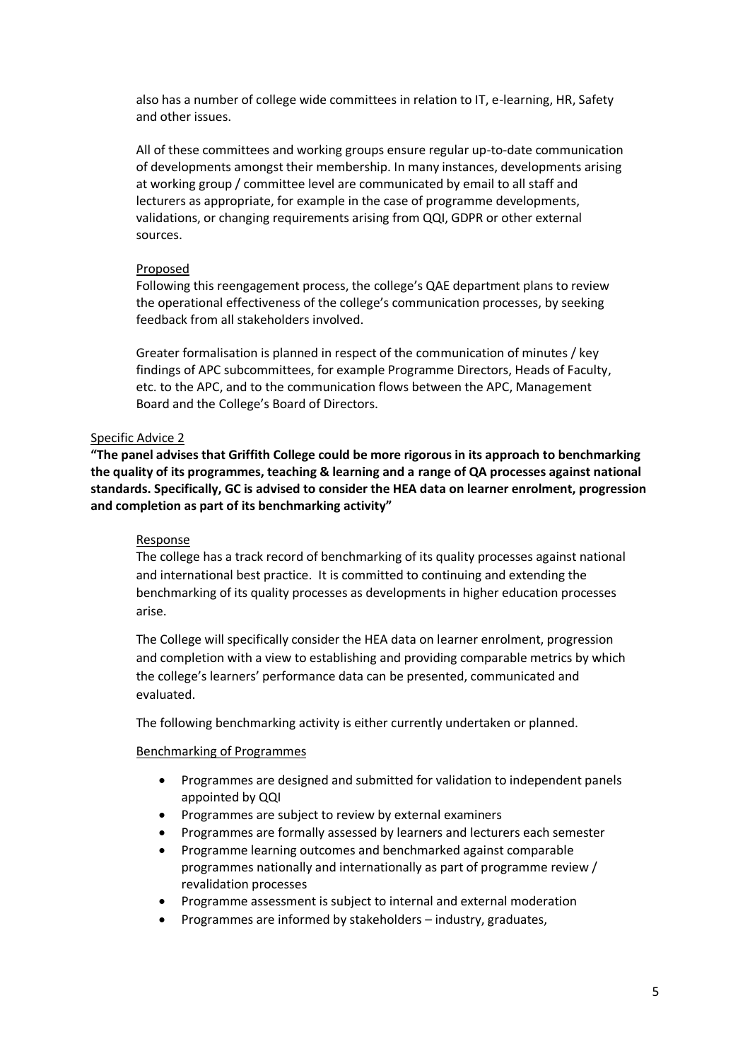also has a number of college wide committees in relation to IT, e-learning, HR, Safety and other issues.

All of these committees and working groups ensure regular up-to-date communication of developments amongst their membership. In many instances, developments arising at working group / committee level are communicated by email to all staff and lecturers as appropriate, for example in the case of programme developments, validations, or changing requirements arising from QQI, GDPR or other external sources.

Proposed

Following this reengagement process, the college's QAE department plans to review the operational effectiveness of the college's communication processes, by seeking feedback from all stakeholders involved.

Greater formalisation is planned in respect of the communication of minutes / key findings of APC subcommittees, for example Programme Directors, Heads of Faculty, etc. to the APC, and to the communication flows between the APC, Management Board and the College's Board of Directors.

Specific Advice 2

**"The panel advises that Griffith College could be more rigorous in its approach to benchmarking the quality of its programmes, teaching & learning and a range of QA processes against national standards. Specifically, GC is advised to consider the HEA data on learner enrolment, progression and completion as part of its benchmarking activity"**

Response

The college has a track record of benchmarking of its quality processes against national and international best practice. It is committed to continuing and extending the benchmarking of its quality processes as developments in higher education processes arise.

The College will specifically consider the HEA data on learner enrolment, progression and completion with a view to establishing and providing comparable metrics by which the college's learners' performance data can be presented, communicated and evaluated.

The following benchmarking activity is either currently undertaken or planned.

Benchmarking of Programmes

- Programmes are designed and submitted for validation to independent panels appointed by QQI
- Programmes are subject to review by external examiners
- Programmes are formally assessed by learners and lecturers each semester
- Programme learning outcomes and benchmarked against comparable programmes nationally and internationally as part of programme review / revalidation processes
- Programme assessment is subject to internal and external moderation
- Programmes are informed by stakeholders – industry, graduates,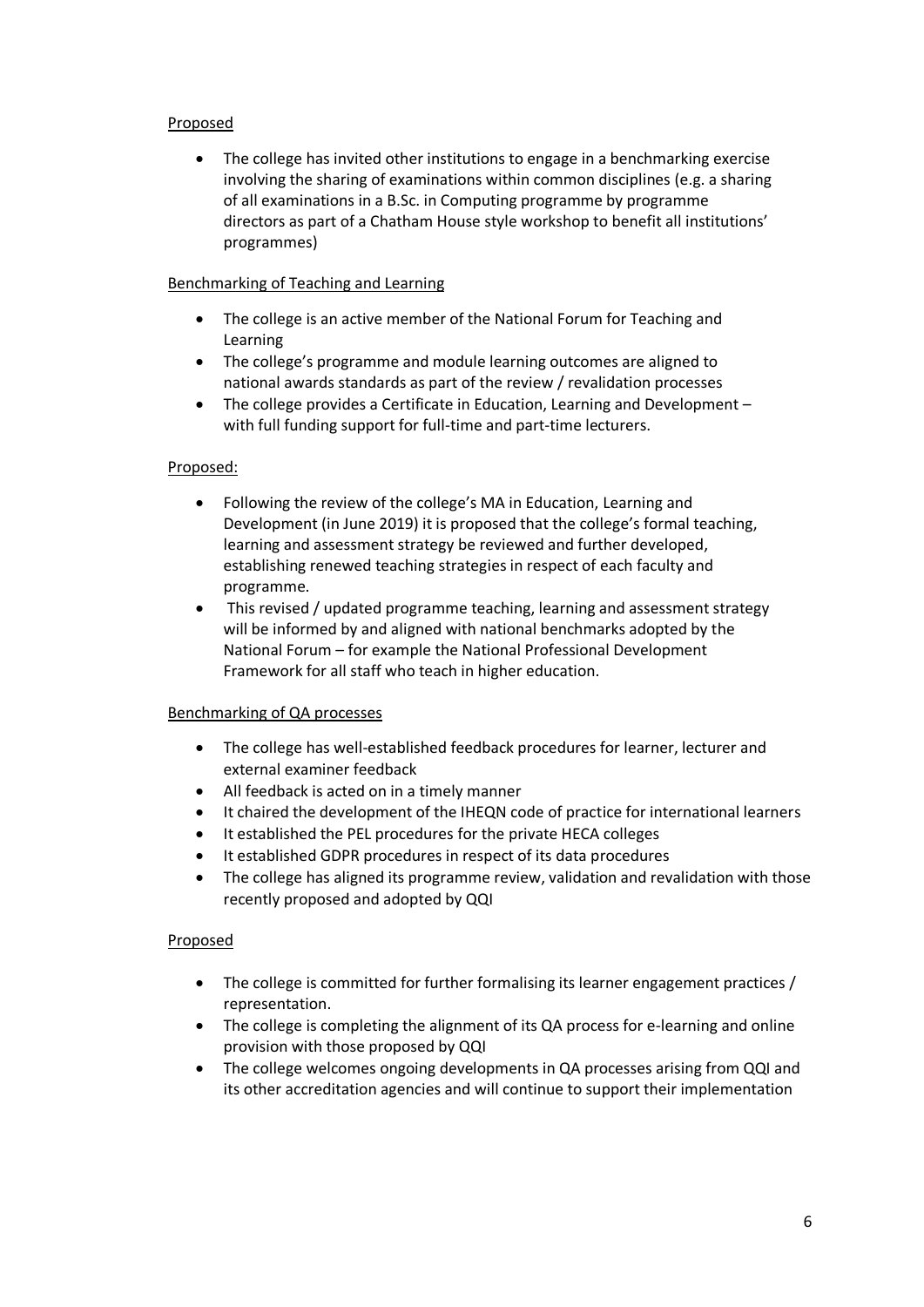Proposed

- The college has invited other institutions to engage in a benchmarking exercise involving the sharing of examinations within common disciplines (e.g. a sharing of all examinations in a B.Sc. in Computing programme by programme directors as part of a Chatham House style workshop to benefit all institutions' programmes)

Benchmarking of Teaching and Learning

- The college is an active member of the National Forum for Teaching and Learning
- The college's programme and module learning outcomes are aligned to national awards standards as part of the review / revalidation processes
- The college provides a Certificate in Education, Learning and Development – with full funding support for full-time and part-time lecturers.

Proposed:

- Following the review of the college's MA in Education, Learning and Development (in June 2019) it is proposed that the college's formal teaching, learning and assessment strategy be reviewed and further developed, establishing renewed teaching strategies in respect of each faculty and programme.
- This revised / updated programme teaching, learning and assessment strategy will be informed by and aligned with national benchmarks adopted by the National Forum – for example the National Professional Development Framework for all staff who teach in higher education.

Benchmarking of QA processes

- The college has well-established feedback procedures for learner, lecturer and external examiner feedback
- All feedback is acted on in a timely manner
- It chaired the development of the IHEQN code of practice for international learners
- It established the PEL procedures for the private HECA colleges
- It established GDPR procedures in respect of its data procedures
- The college has aligned its programme review, validation and revalidation with those recently proposed and adopted by QQI

Proposed

- The college is committed for further formalising its learner engagement practices / representation.
- The college is completing the alignment of its QA process for e-learning and online provision with those proposed by QQI
- The college welcomes ongoing developments in QA processes arising from QQI and its other accreditation agencies and will continue to support their implementation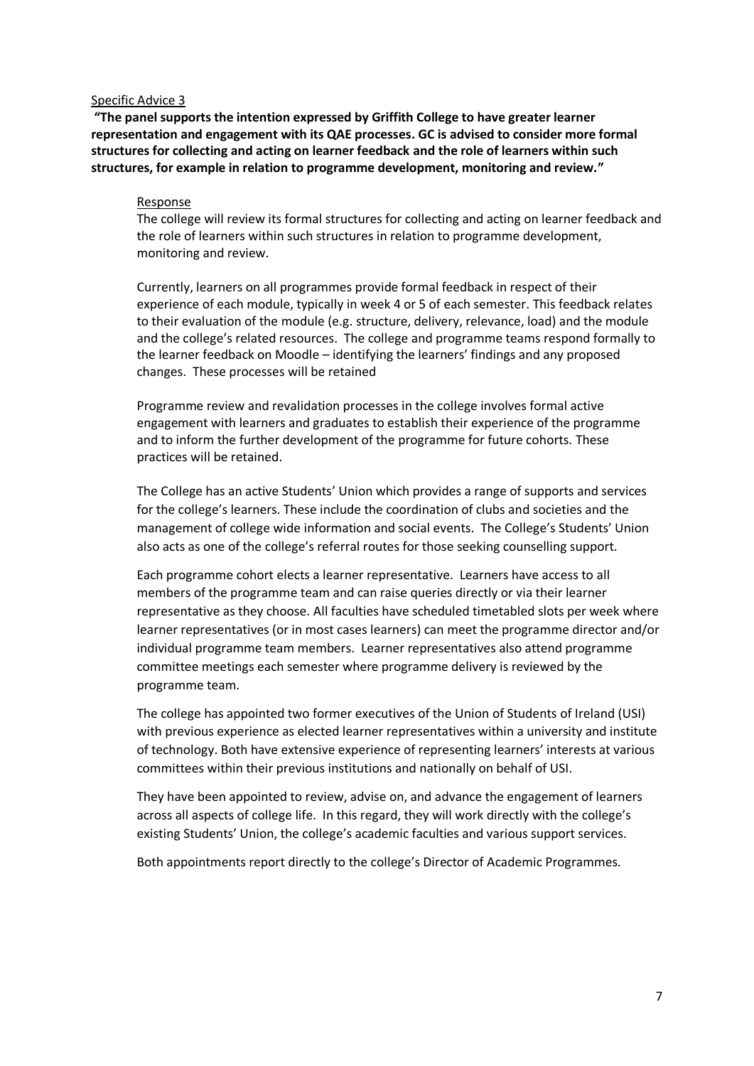Specific Advice 3

**"The panel supports the intention expressed by Griffith College to have greater learner representation and engagement with its QAE processes. GC is advised to consider more formal structures for collecting and acting on learner feedback and the role of learners within such structures, for example in relation to programme development, monitoring and review."**

Response

The college will review its formal structures for collecting and acting on learner feedback and the role of learners within such structures in relation to programme development, monitoring and review.

Currently, learners on all programmes provide formal feedback in respect of their experience of each module, typically in week 4 or 5 of each semester. This feedback relates to their evaluation of the module (e.g. structure, delivery, relevance, load) and the module and the college's related resources. The college and programme teams respond formally to the learner feedback on Moodle – identifying the learners' findings and any proposed changes. These processes will be retained

Programme review and revalidation processes in the college involves formal active engagement with learners and graduates to establish their experience of the programme and to inform the further development of the programme for future cohorts. These practices will be retained.

The College has an active Students' Union which provides a range of supports and services for the college's learners. These include the coordination of clubs and societies and the management of college wide information and social events. The College's Students' Union also acts as one of the college's referral routes for those seeking counselling support.

Each programme cohort elects a learner representative. Learners have access to all members of the programme team and can raise queries directly or via their learner representative as they choose. All faculties have scheduled timetabled slots per week where learner representatives (or in most cases learners) can meet the programme director and/or individual programme team members. Learner representatives also attend programme committee meetings each semester where programme delivery is reviewed by the programme team.

The college has appointed two former executives of the Union of Students of Ireland (USI) with previous experience as elected learner representatives within a university and institute of technology. Both have extensive experience of representing learners' interests at various committees within their previous institutions and nationally on behalf of USI.

They have been appointed to review, advise on, and advance the engagement of learners across all aspects of college life. In this regard, they will work directly with the college's existing Students' Union, the college's academic faculties and various support services.

Both appointments report directly to the college's Director of Academic Programmes.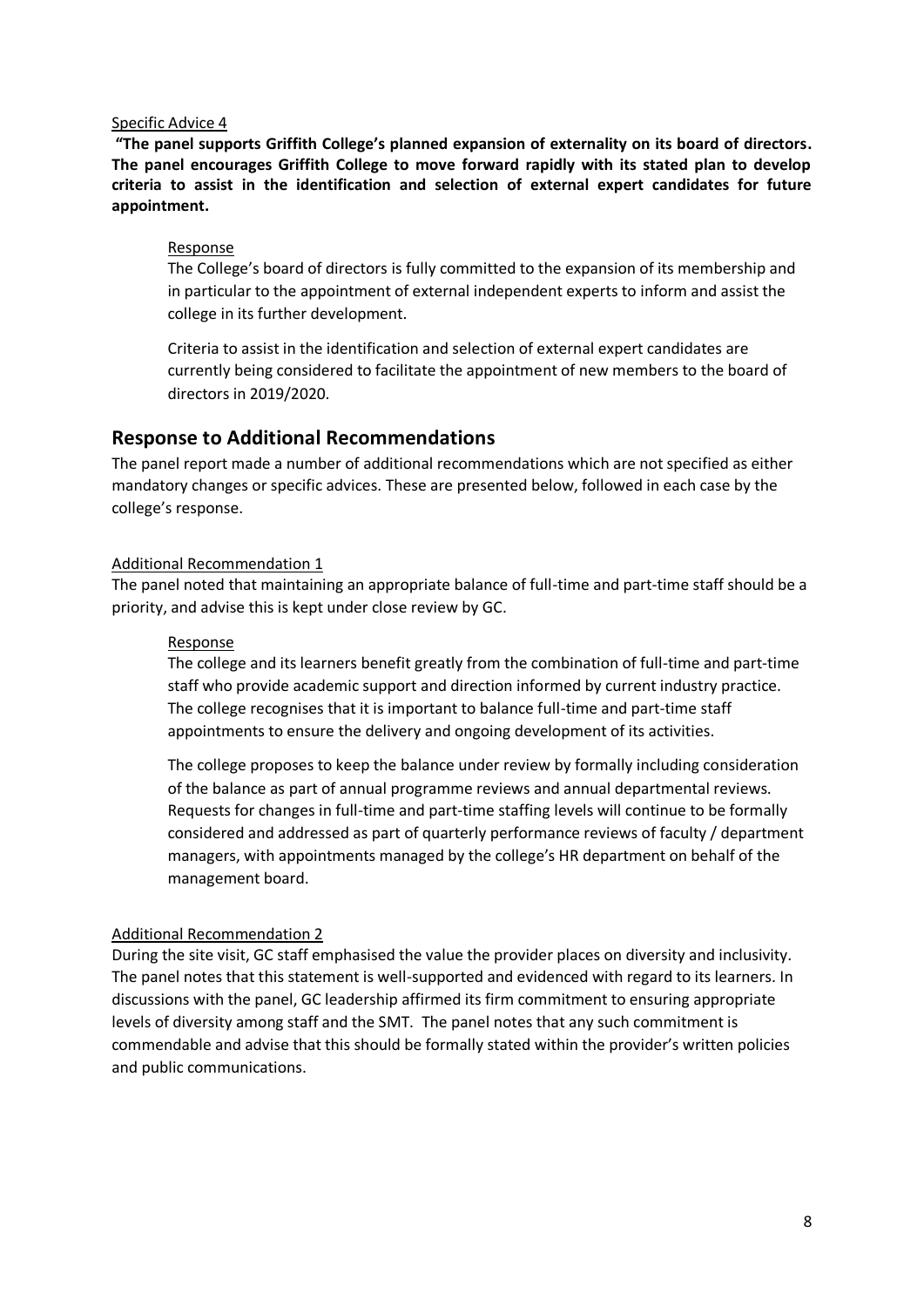Specific Advice 4

**"The panel supports Griffith College's planned expansion of externality on its board of directors. The panel encourages Griffith College to move forward rapidly with its stated plan to develop criteria to assist in the identification and selection of external expert candidates for future appointment.**

Response

The College's board of directors is fully committed to the expansion of its membership and in particular to the appointment of external independent experts to inform and assist the college in its further development.

Criteria to assist in the identification and selection of external expert candidates are currently being considered to facilitate the appointment of new members to the board of directors in 2019/2020.

## Response to Additional Recommendations

The panel report made a number of additional recommendations which are not specified as either mandatory changes or specific advices. These are presented below, followed in each case by the college's response.

Additional Recommendation 1

The panel noted that maintaining an appropriate balance of full-time and part-time staff should be a priority, and advise this is kept under close review by GC.

Response

The college and its learners benefit greatly from the combination of full-time and part-time staff who provide academic support and direction informed by current industry practice. The college recognises that it is important to balance full-time and part-time staff appointments to ensure the delivery and ongoing development of its activities.

The college proposes to keep the balance under review by formally including consideration of the balance as part of annual programme reviews and annual departmental reviews. Requests for changes in full-time and part-time staffing levels will continue to be formally considered and addressed as part of quarterly performance reviews of faculty / department managers, with appointments managed by the college's HR department on behalf of the management board.

Additional Recommendation 2

During the site visit, GC staff emphasised the value the provider places on diversity and inclusivity. The panel notes that this statement is well-supported and evidenced with regard to its learners. In discussions with the panel, GC leadership affirmed its firm commitment to ensuring appropriate levels of diversity among staff and the SMT. The panel notes that any such commitment is commendable and advise that this should be formally stated within the provider's written policies and public communications.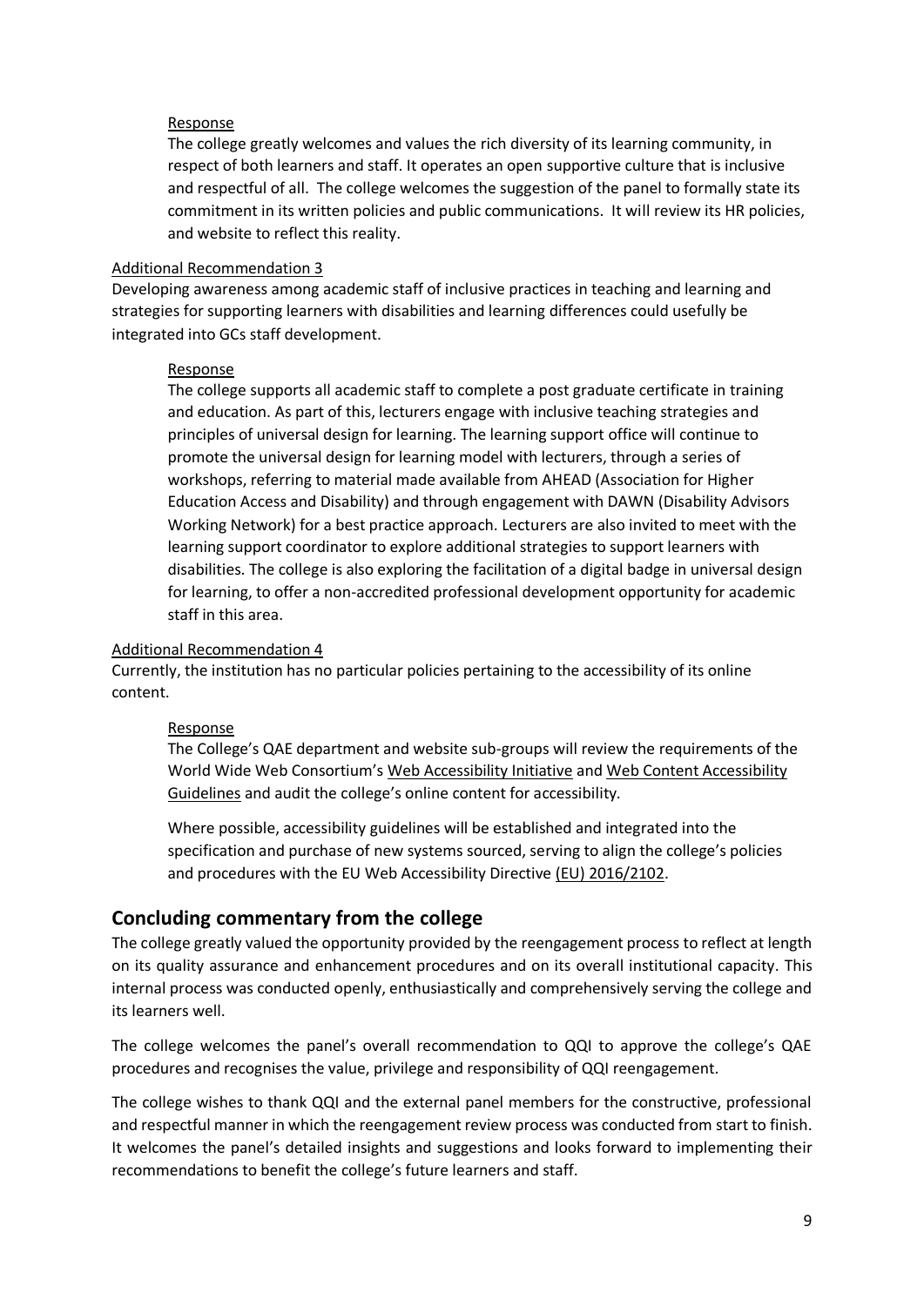Response

The college greatly welcomes and values the rich diversity of its learning community, in respect of both learners and staff. It operates an open supportive culture that is inclusive and respectful of all. The college welcomes the suggestion of the panel to formally state its commitment in its written policies and public communications. It will review its HR policies, and website to reflect this reality.

Additional Recommendation 3

Developing awareness among academic staff of inclusive practices in teaching and learning and strategies for supporting learners with disabilities and learning differences could usefully be integrated into GCs staff development.

Response

The college supports all academic staff to complete a post graduate certificate in training and education. As part of this, lecturers engage with inclusive teaching strategies and principles of universal design for learning. The learning support office will continue to promote the universal design for learning model with lecturers, through a series of workshops, referring to material made available from AHEAD (Association for Higher Education Access and Disability) and through engagement with DAWN (Disability Advisors Working Network) for a best practice approach. Lecturers are also invited to meet with the learning support coordinator to explore additional strategies to support learners with disabilities. The college is also exploring the facilitation of a digital badge in universal design for learning, to offer a non-accredited professional development opportunity for academic staff in this area.

Additional Recommendation 4

Currently, the institution has no particular policies pertaining to the accessibility of its online content.

Response

The College's QAE department and website sub-groups will review the requirements of the World Wide Web Consortium's Web Accessibility Initiative and Web Content Accessibility Guidelines and audit the college's online content for accessibility.

Where possible, accessibility guidelines will be established and integrated into the specification and purchase of new systems sourced, serving to align the college's policies and procedures with the EU Web Accessibility Directive (EU) 2016/2102.

## Concluding commentary from the college

The college greatly valued the opportunity provided by the reengagement process to reflect at length on its quality assurance and enhancement procedures and on its overall institutional capacity. This internal process was conducted openly, enthusiastically and comprehensively serving the college and its learners well.

The college welcomes the panel's overall recommendation to QQI to approve the college's QAE procedures and recognises the value, privilege and responsibility of QQI reengagement.

The college wishes to thank QQI and the external panel members for the constructive, professional and respectful manner in which the reengagement review process was conducted from start to finish. It welcomes the panel's detailed insights and suggestions and looks forward to implementing their recommendations to benefit the college's future learners and staff.